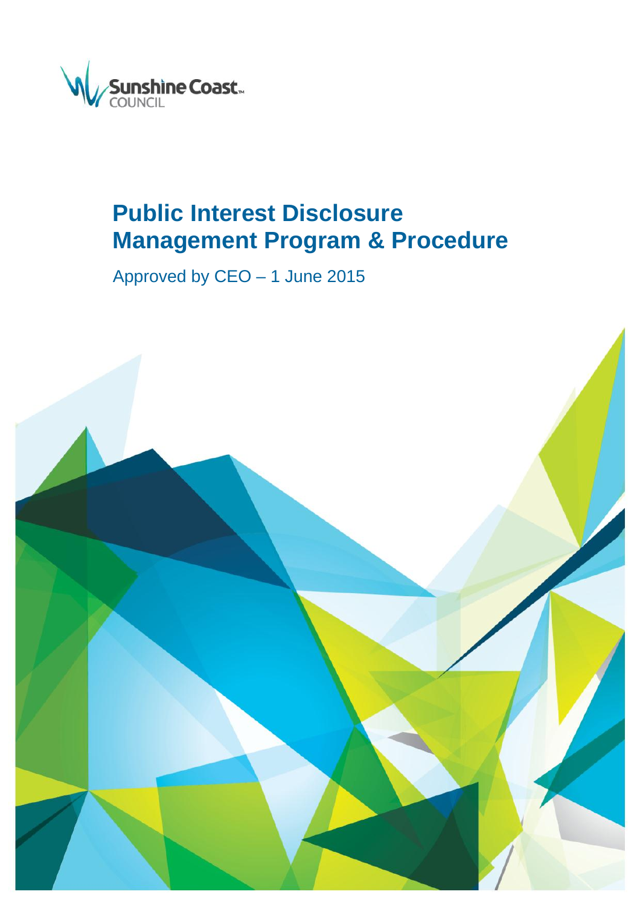Sunshine Coast COUNCIL

# Public Interest Disclosure Management Program & Procedure

Approved by CEO – 1 June 2015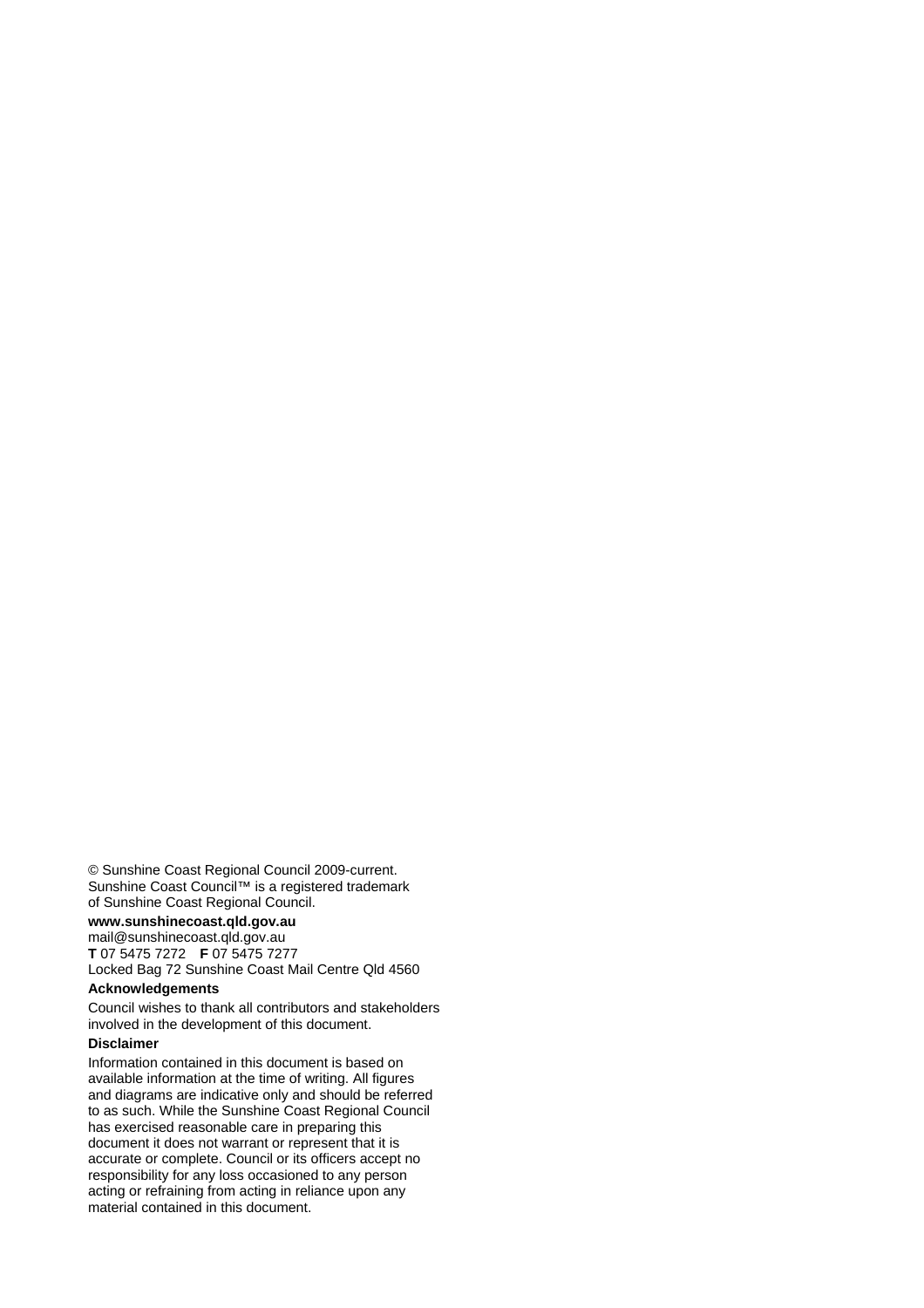© Sunshine Coast Regional Council 2009-current.
Sunshine Coast Council™ is a registered trademark of Sunshine Coast Regional Council.

**www.sunshinecoast.qld.gov.au**
mail@sunshinecoast.qld.gov.au
**T** 07 5475 7272 **F** 07 5475 7277
Locked Bag 72 Sunshine Coast Mail Centre Qld 4560

**Acknowledgements**

Council wishes to thank all contributors and stakeholders involved in the development of this document.

**Disclaimer**

Information contained in this document is based on available information at the time of writing. All figures and diagrams are indicative only and should be referred to as such. While the Sunshine Coast Regional Council has exercised reasonable care in preparing this document it does not warrant or represent that it is accurate or complete. Council or its officers accept no responsibility for any loss occasioned to any person acting or refraining from acting in reliance upon any material contained in this document.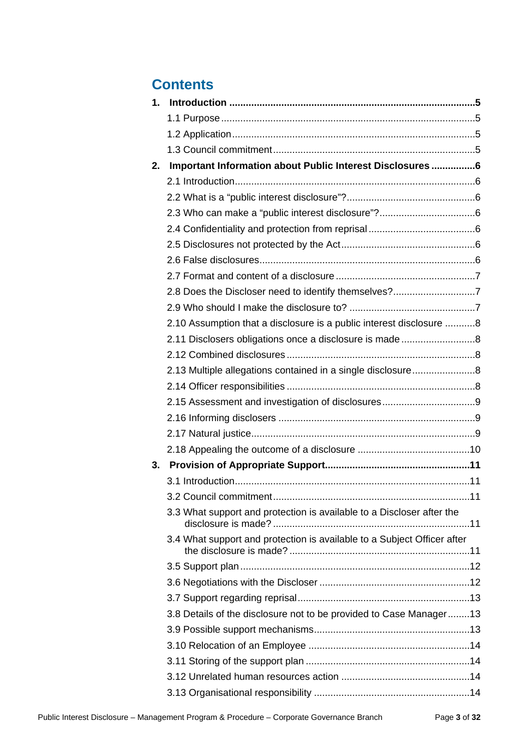# Contents

**1. Introduction ........................................................................................5**

1.1 Purpose ..........................................................................................5

1.2 Application ......................................................................................5

1.3 Council commitment ........................................................................5

**2. Important Information about Public Interest Disclosures ................6**

2.1 Introduction......................................................................................6

2.2 What is a "public interest disclosure"?..............................................6

2.3 Who can make a "public interest disclosure"?...................................6

2.4 Confidentiality and protection from reprisal .......................................6

2.5 Disclosures not protected by the Act ................................................6

2.6 False disclosures.............................................................................6

2.7 Format and content of a disclosure ...................................................7

2.8 Does the Discloser need to identify themselves?..............................7

2.9 Who should I make the disclosure to? ..............................................7

2.10 Assumption that a disclosure is a public interest disclosure ...........8

2.11 Disclosers obligations once a disclosure is made ...........................8

2.12 Combined disclosures ....................................................................8

2.13 Multiple allegations contained in a single disclosure.......................8

2.14 Officer responsibilities ....................................................................8

2.15 Assessment and investigation of disclosures ..................................9

2.16 Informing disclosers .......................................................................9

2.17 Natural justice................................................................................9

2.18 Appealing the outcome of a disclosure .........................................10

**3. Provision of Appropriate Support....................................................11**

3.1 Introduction.....................................................................................11

3.2 Council commitment .......................................................................11

3.3 What support and protection is available to a Discloser after the disclosure is made? ........................................................................11

3.4 What support and protection is available to a Subject Officer after the disclosure is made? .................................................................11

3.5 Support plan ...................................................................................12

3.6 Negotiations with the Discloser .......................................................12

3.7 Support regarding reprisal ..............................................................13

3.8 Details of the disclosure not to be provided to Case Manager ........13

3.9 Possible support mechanisms.........................................................13

3.10 Relocation of an Employee ...........................................................14

3.11 Storing of the support plan ............................................................14

3.12 Unrelated human resources action ...............................................14

3.13 Organisational responsibility .........................................................14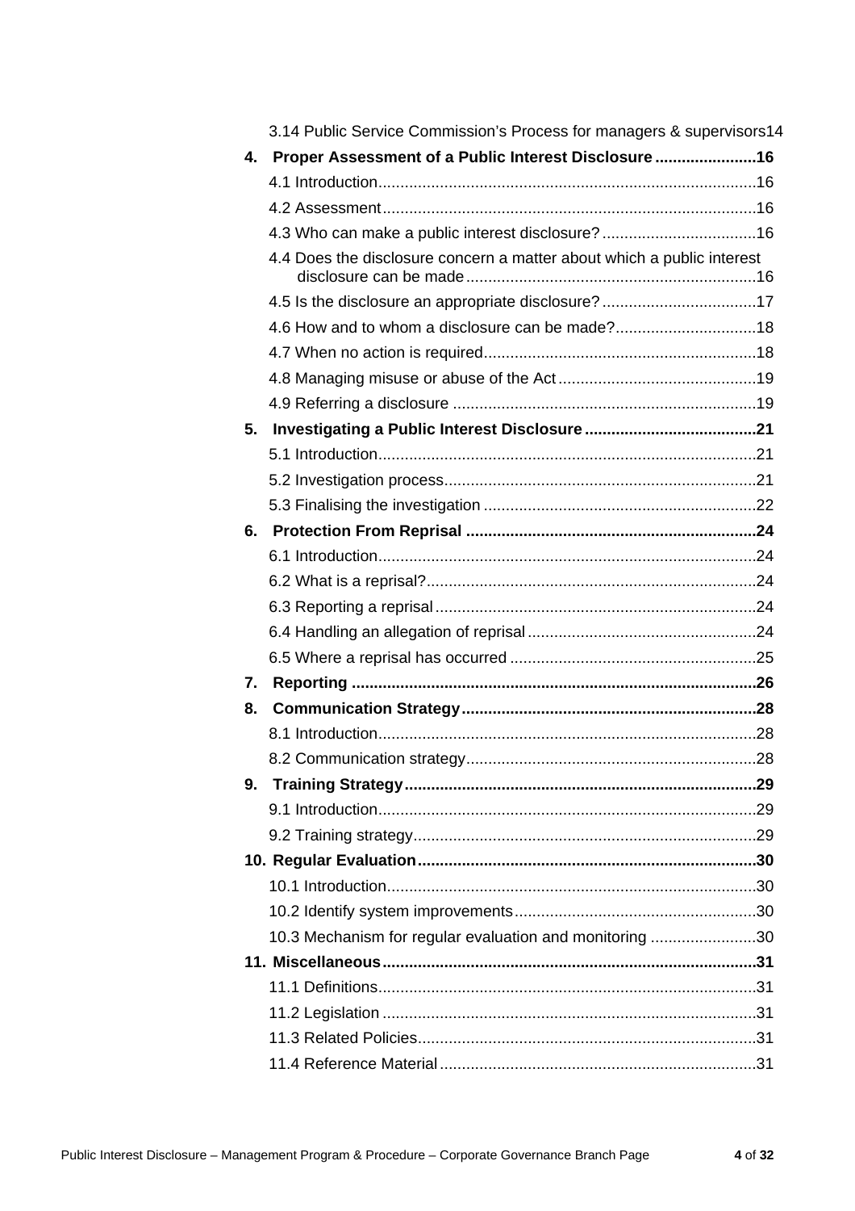3.14 Public Service Commission's Process for managers & supervisors 14

**4. Proper Assessment of a Public Interest Disclosure .......................16**

4.1 Introduction.....................................................................................16

4.2 Assessment.....................................................................................16

4.3 Who can make a public interest disclosure?...................................16

4.4 Does the disclosure concern a matter about which a public interest disclosure can be made..................................................................16

4.5 Is the disclosure an appropriate disclosure?...................................17

4.6 How and to whom a disclosure can be made?................................18

4.7 When no action is required.............................................................18

4.8 Managing misuse or abuse of the Act.............................................19

4.9 Referring a disclosure ....................................................................19

**5. Investigating a Public Interest Disclosure .......................................21**

5.1 Introduction.....................................................................................21

5.2 Investigation process......................................................................21

5.3 Finalising the investigation .............................................................22

**6. Protection From Reprisal .................................................................24**

6.1 Introduction.....................................................................................24

6.2 What is a reprisal?..........................................................................24

6.3 Reporting a reprisal........................................................................24

6.4 Handling an allegation of reprisal....................................................24

6.5 Where a reprisal has occurred ........................................................25

**7. Reporting ...........................................................................................26**

**8. Communication Strategy..................................................................28**

8.1 Introduction.....................................................................................28

8.2 Communication strategy.................................................................28

**9. Training Strategy...............................................................................29**

9.1 Introduction.....................................................................................29

9.2 Training strategy.............................................................................29

**10. Regular Evaluation...........................................................................30**

10.1 Introduction...................................................................................30

10.2 Identify system improvements.......................................................30

10.3 Mechanism for regular evaluation and monitoring ........................30

**11. Miscellaneous...................................................................................31**

11.1 Definitions.....................................................................................31

11.2 Legislation ....................................................................................31

11.3 Related Policies............................................................................31

11.4 Reference Material.......................................................................31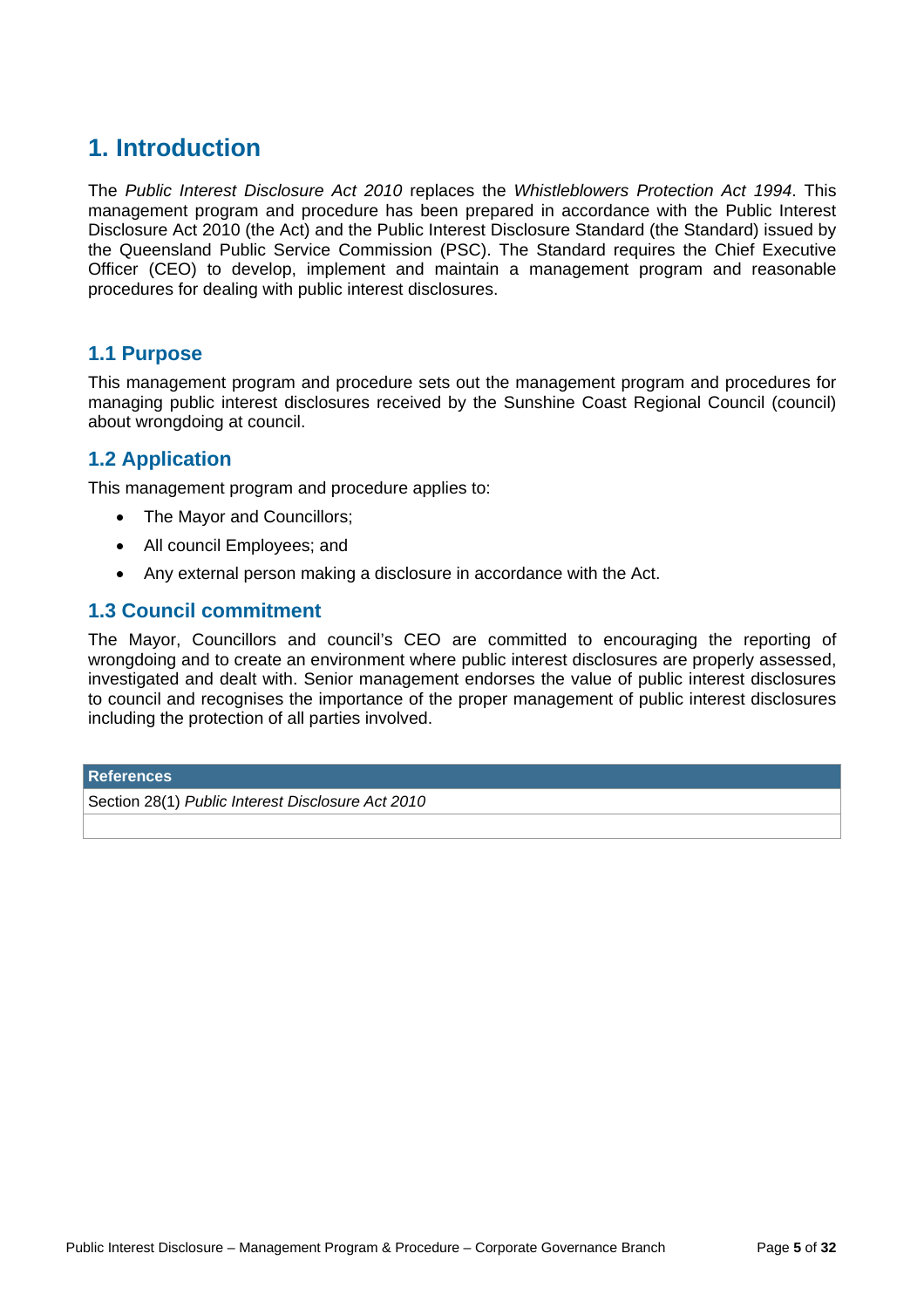# 1. Introduction

The *Public Interest Disclosure Act 2010* replaces the *Whistleblowers Protection Act 1994*. This management program and procedure has been prepared in accordance with the Public Interest Disclosure Act 2010 (the Act) and the Public Interest Disclosure Standard (the Standard) issued by the Queensland Public Service Commission (PSC). The Standard requires the Chief Executive Officer (CEO) to develop, implement and maintain a management program and reasonable procedures for dealing with public interest disclosures.

## 1.1 Purpose

This management program and procedure sets out the management program and procedures for managing public interest disclosures received by the Sunshine Coast Regional Council (council) about wrongdoing at council.

## 1.2 Application

This management program and procedure applies to:

- The Mayor and Councillors;
- All council Employees; and
- Any external person making a disclosure in accordance with the Act.

## 1.3 Council commitment

The Mayor, Councillors and council's CEO are committed to encouraging the reporting of wrongdoing and to create an environment where public interest disclosures are properly assessed, investigated and dealt with. Senior management endorses the value of public interest disclosures to council and recognises the importance of the proper management of public interest disclosures including the protection of all parties involved.

| References |
| --- |
| Section 28(1) *Public Interest Disclosure Act 2010* |
| |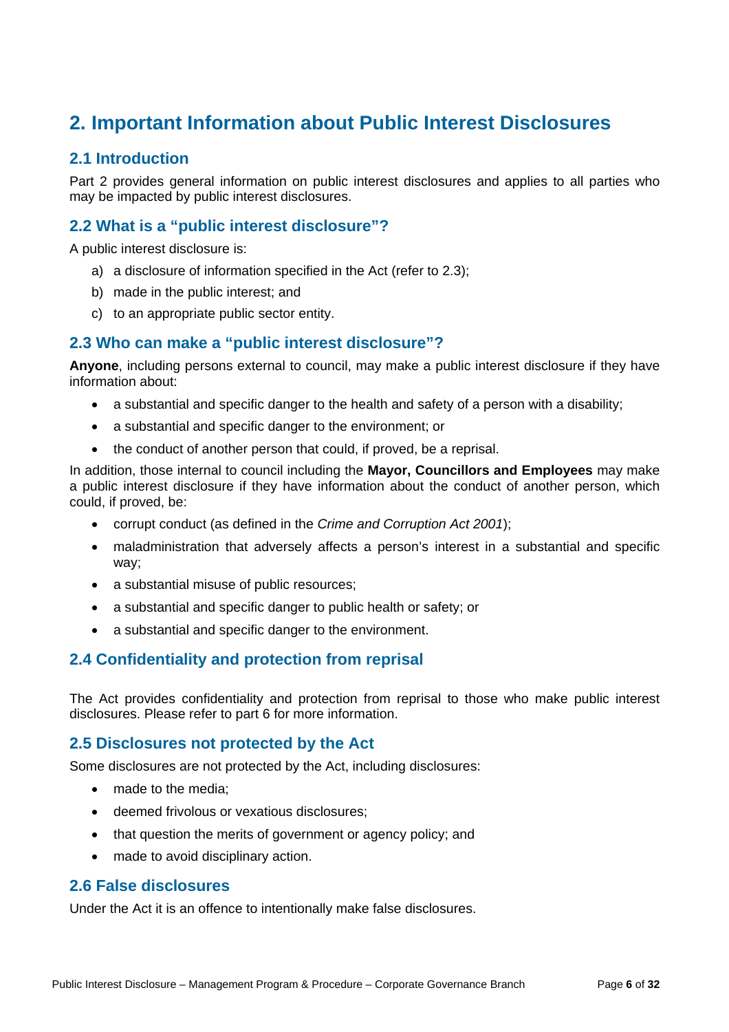# 2. Important Information about Public Interest Disclosures

## 2.1 Introduction

Part 2 provides general information on public interest disclosures and applies to all parties who may be impacted by public interest disclosures.

## 2.2 What is a "public interest disclosure"?

A public interest disclosure is:

a) a disclosure of information specified in the Act (refer to 2.3);
b) made in the public interest; and
c) to an appropriate public sector entity.

## 2.3 Who can make a "public interest disclosure"?

**Anyone**, including persons external to council, may make a public interest disclosure if they have information about:

- a substantial and specific danger to the health and safety of a person with a disability;
- a substantial and specific danger to the environment; or
- the conduct of another person that could, if proved, be a reprisal.

In addition, those internal to council including the **Mayor, Councillors and Employees** may make a public interest disclosure if they have information about the conduct of another person, which could, if proved, be:

- corrupt conduct (as defined in the *Crime and Corruption Act 2001*);
- maladministration that adversely affects a person's interest in a substantial and specific way;
- a substantial misuse of public resources;
- a substantial and specific danger to public health or safety; or
- a substantial and specific danger to the environment.

## 2.4 Confidentiality and protection from reprisal

The Act provides confidentiality and protection from reprisal to those who make public interest disclosures. Please refer to part 6 for more information.

## 2.5 Disclosures not protected by the Act

Some disclosures are not protected by the Act, including disclosures:

- made to the media;
- deemed frivolous or vexatious disclosures;
- that question the merits of government or agency policy; and
- made to avoid disciplinary action.

## 2.6 False disclosures

Under the Act it is an offence to intentionally make false disclosures.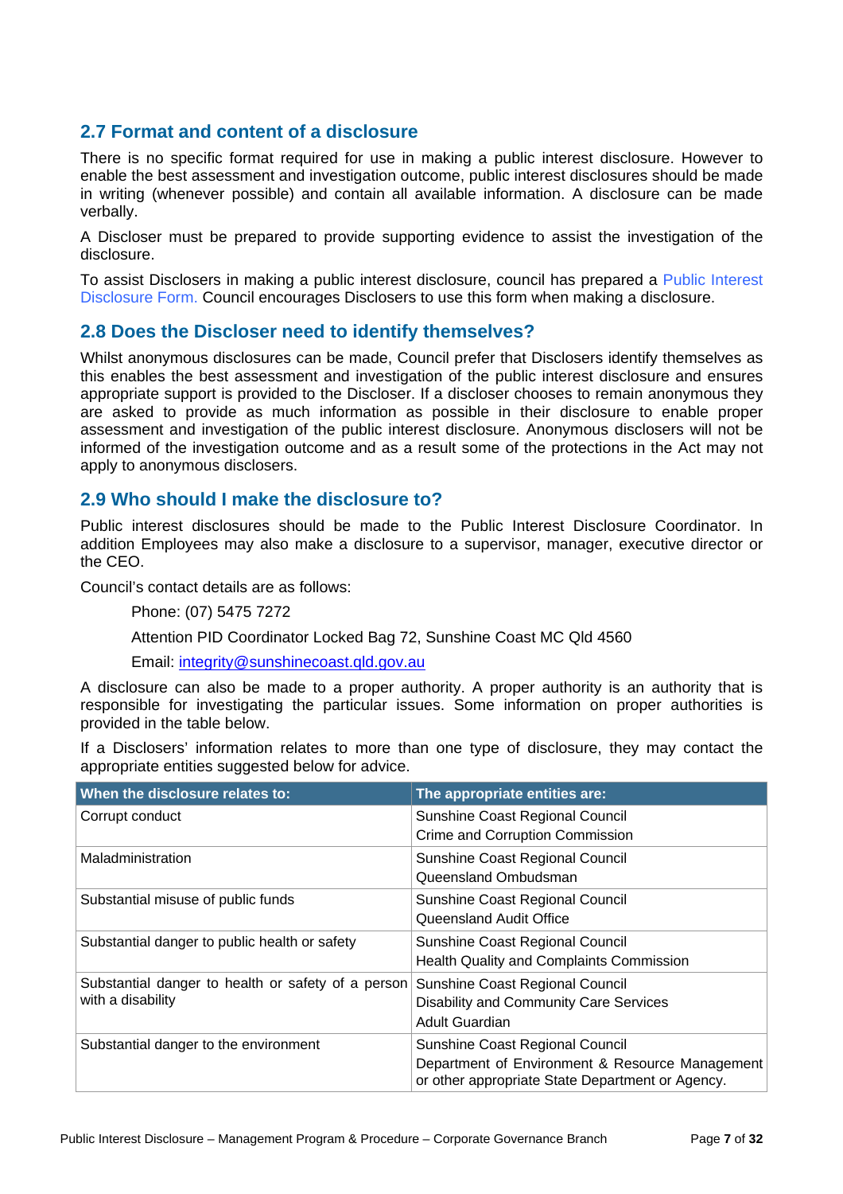## 2.7 Format and content of a disclosure

There is no specific format required for use in making a public interest disclosure. However to enable the best assessment and investigation outcome, public interest disclosures should be made in writing (whenever possible) and contain all available information. A disclosure can be made verbally.

A Discloser must be prepared to provide supporting evidence to assist the investigation of the disclosure.

To assist Disclosers in making a public interest disclosure, council has prepared a Public Interest Disclosure Form. Council encourages Disclosers to use this form when making a disclosure.

## 2.8 Does the Discloser need to identify themselves?

Whilst anonymous disclosures can be made, Council prefer that Disclosers identify themselves as this enables the best assessment and investigation of the public interest disclosure and ensures appropriate support is provided to the Discloser. If a discloser chooses to remain anonymous they are asked to provide as much information as possible in their disclosure to enable proper assessment and investigation of the public interest disclosure. Anonymous disclosers will not be informed of the investigation outcome and as a result some of the protections in the Act may not apply to anonymous disclosers.

## 2.9 Who should I make the disclosure to?

Public interest disclosures should be made to the Public Interest Disclosure Coordinator. In addition Employees may also make a disclosure to a supervisor, manager, executive director or the CEO.

Council's contact details are as follows:

Phone: (07) 5475 7272

Attention PID Coordinator Locked Bag 72, Sunshine Coast MC Qld 4560

Email: integrity@sunshinecoast.qld.gov.au

A disclosure can also be made to a proper authority. A proper authority is an authority that is responsible for investigating the particular issues. Some information on proper authorities is provided in the table below.

If a Disclosers' information relates to more than one type of disclosure, they may contact the appropriate entities suggested below for advice.

| When the disclosure relates to: | The appropriate entities are: |
|---|---|
| Corrupt conduct | Sunshine Coast Regional Council<br>Crime and Corruption Commission |
| Maladministration | Sunshine Coast Regional Council<br>Queensland Ombudsman |
| Substantial misuse of public funds | Sunshine Coast Regional Council<br>Queensland Audit Office |
| Substantial danger to public health or safety | Sunshine Coast Regional Council<br>Health Quality and Complaints Commission |
| Substantial danger to health or safety of a person with a disability | Sunshine Coast Regional Council<br>Disability and Community Care Services<br>Adult Guardian |
| Substantial danger to the environment | Sunshine Coast Regional Council<br>Department of Environment & Resource Management or other appropriate State Department or Agency. |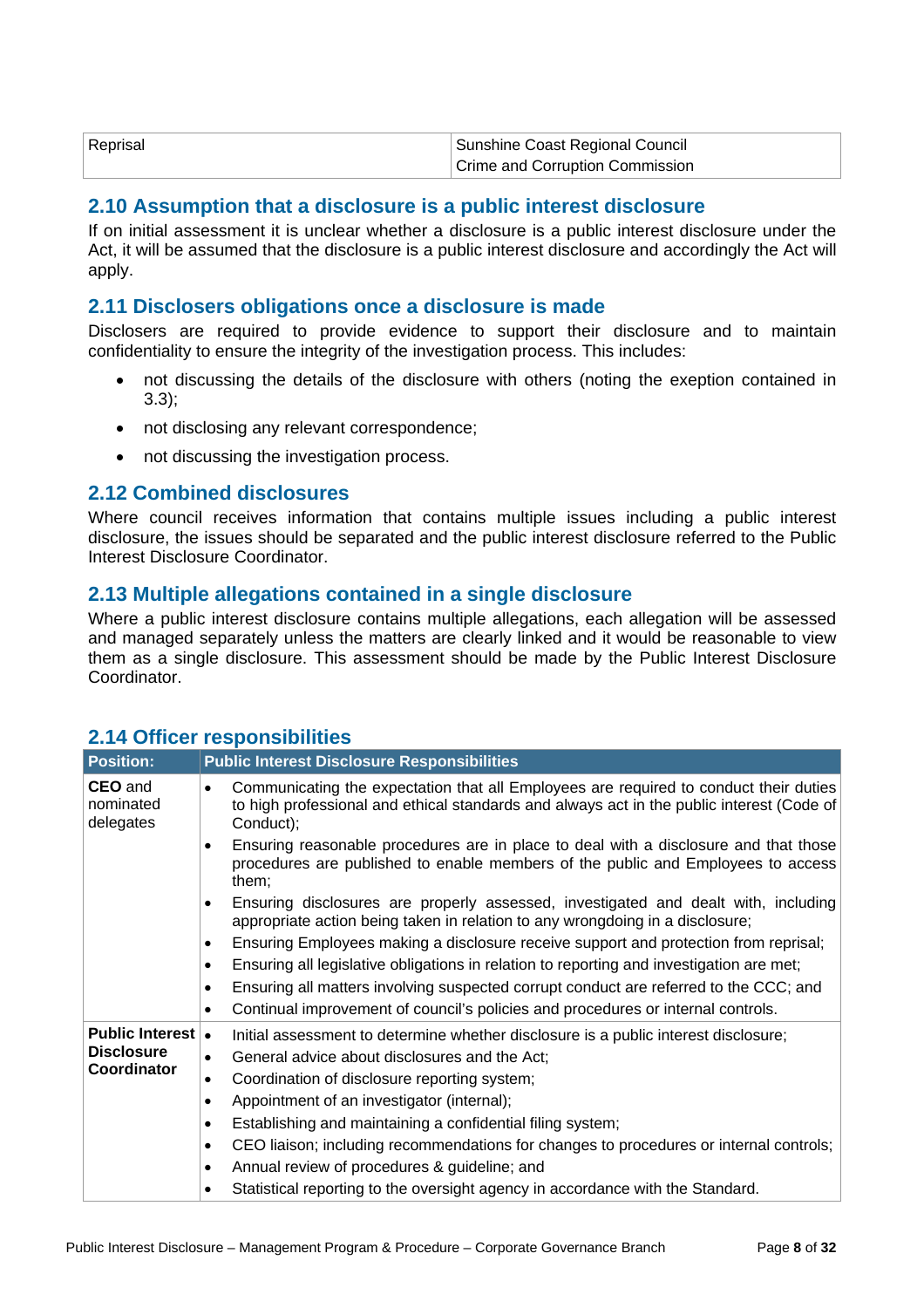| Reprisal | Sunshine Coast Regional Council<br>Crime and Corruption Commission |
|---|---|

## 2.10 Assumption that a disclosure is a public interest disclosure

If on initial assessment it is unclear whether a disclosure is a public interest disclosure under the Act, it will be assumed that the disclosure is a public interest disclosure and accordingly the Act will apply.

## 2.11 Disclosers obligations once a disclosure is made

Disclosers are required to provide evidence to support their disclosure and to maintain confidentiality to ensure the integrity of the investigation process. This includes:

- not discussing the details of the disclosure with others (noting the exeption contained in 3.3);
- not disclosing any relevant correspondence;
- not discussing the investigation process.

## 2.12 Combined disclosures

Where council receives information that contains multiple issues including a public interest disclosure, the issues should be separated and the public interest disclosure referred to the Public Interest Disclosure Coordinator.

## 2.13 Multiple allegations contained in a single disclosure

Where a public interest disclosure contains multiple allegations, each allegation will be assessed and managed separately unless the matters are clearly linked and it would be reasonable to view them as a single disclosure. This assessment should be made by the Public Interest Disclosure Coordinator.

## 2.14 Officer responsibilities

| Position: | Public Interest Disclosure Responsibilities |
|---|---|
| **CEO** and nominated delegates | • Communicating the expectation that all Employees are required to conduct their duties to high professional and ethical standards and always act in the public interest (Code of Conduct);<br>• Ensuring reasonable procedures are in place to deal with a disclosure and that those procedures are published to enable members of the public and Employees to access them;<br>• Ensuring disclosures are properly assessed, investigated and dealt with, including appropriate action being taken in relation to any wrongdoing in a disclosure;<br>• Ensuring Employees making a disclosure receive support and protection from reprisal;<br>• Ensuring all legislative obligations in relation to reporting and investigation are met;<br>• Ensuring all matters involving suspected corrupt conduct are referred to the CCC; and<br>• Continual improvement of council's policies and procedures or internal controls. |
| **Public Interest Disclosure Coordinator** | • Initial assessment to determine whether disclosure is a public interest disclosure;<br>• General advice about disclosures and the Act;<br>• Coordination of disclosure reporting system;<br>• Appointment of an investigator (internal);<br>• Establishing and maintaining a confidential filing system;<br>• CEO liaison; including recommendations for changes to procedures or internal controls;<br>• Annual review of procedures & guideline; and<br>• Statistical reporting to the oversight agency in accordance with the Standard. |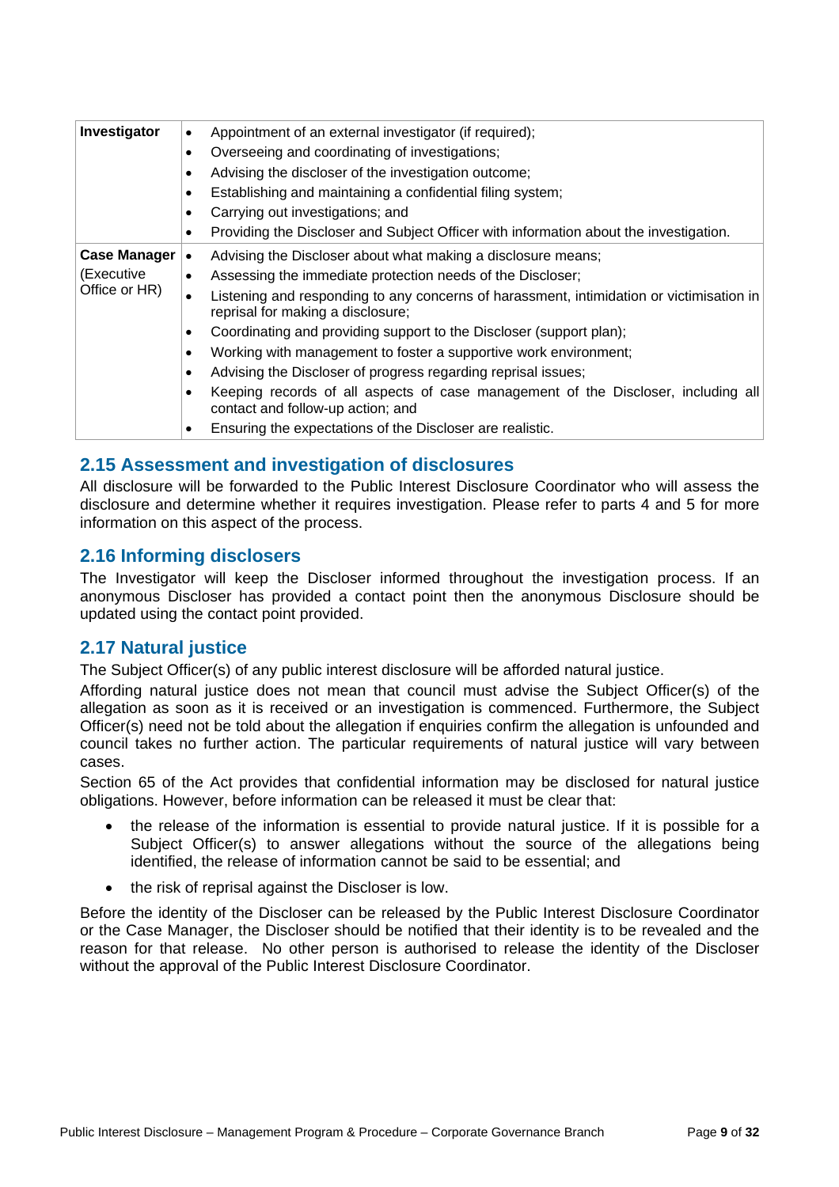| | |
|---|---|
| **Investigator** | • Appointment of an external investigator (if required);<br>• Overseeing and coordinating of investigations;<br>• Advising the discloser of the investigation outcome;<br>• Establishing and maintaining a confidential filing system;<br>• Carrying out investigations; and<br>• Providing the Discloser and Subject Officer with information about the investigation. |
| **Case Manager** (Executive Office or HR) | • Advising the Discloser about what making a disclosure means;<br>• Assessing the immediate protection needs of the Discloser;<br>• Listening and responding to any concerns of harassment, intimidation or victimisation in reprisal for making a disclosure;<br>• Coordinating and providing support to the Discloser (support plan);<br>• Working with management to foster a supportive work environment;<br>• Advising the Discloser of progress regarding reprisal issues;<br>• Keeping records of all aspects of case management of the Discloser, including all contact and follow-up action; and<br>• Ensuring the expectations of the Discloser are realistic. |

## 2.15 Assessment and investigation of disclosures

All disclosure will be forwarded to the Public Interest Disclosure Coordinator who will assess the disclosure and determine whether it requires investigation. Please refer to parts 4 and 5 for more information on this aspect of the process.

## 2.16 Informing disclosers

The Investigator will keep the Discloser informed throughout the investigation process. If an anonymous Discloser has provided a contact point then the anonymous Disclosure should be updated using the contact point provided.

## 2.17 Natural justice

The Subject Officer(s) of any public interest disclosure will be afforded natural justice.

Affording natural justice does not mean that council must advise the Subject Officer(s) of the allegation as soon as it is received or an investigation is commenced. Furthermore, the Subject Officer(s) need not be told about the allegation if enquiries confirm the allegation is unfounded and council takes no further action. The particular requirements of natural justice will vary between cases.

Section 65 of the Act provides that confidential information may be disclosed for natural justice obligations. However, before information can be released it must be clear that:

- the release of the information is essential to provide natural justice. If it is possible for a Subject Officer(s) to answer allegations without the source of the allegations being identified, the release of information cannot be said to be essential; and
- the risk of reprisal against the Discloser is low.

Before the identity of the Discloser can be released by the Public Interest Disclosure Coordinator or the Case Manager, the Discloser should be notified that their identity is to be revealed and the reason for that release. No other person is authorised to release the identity of the Discloser without the approval of the Public Interest Disclosure Coordinator.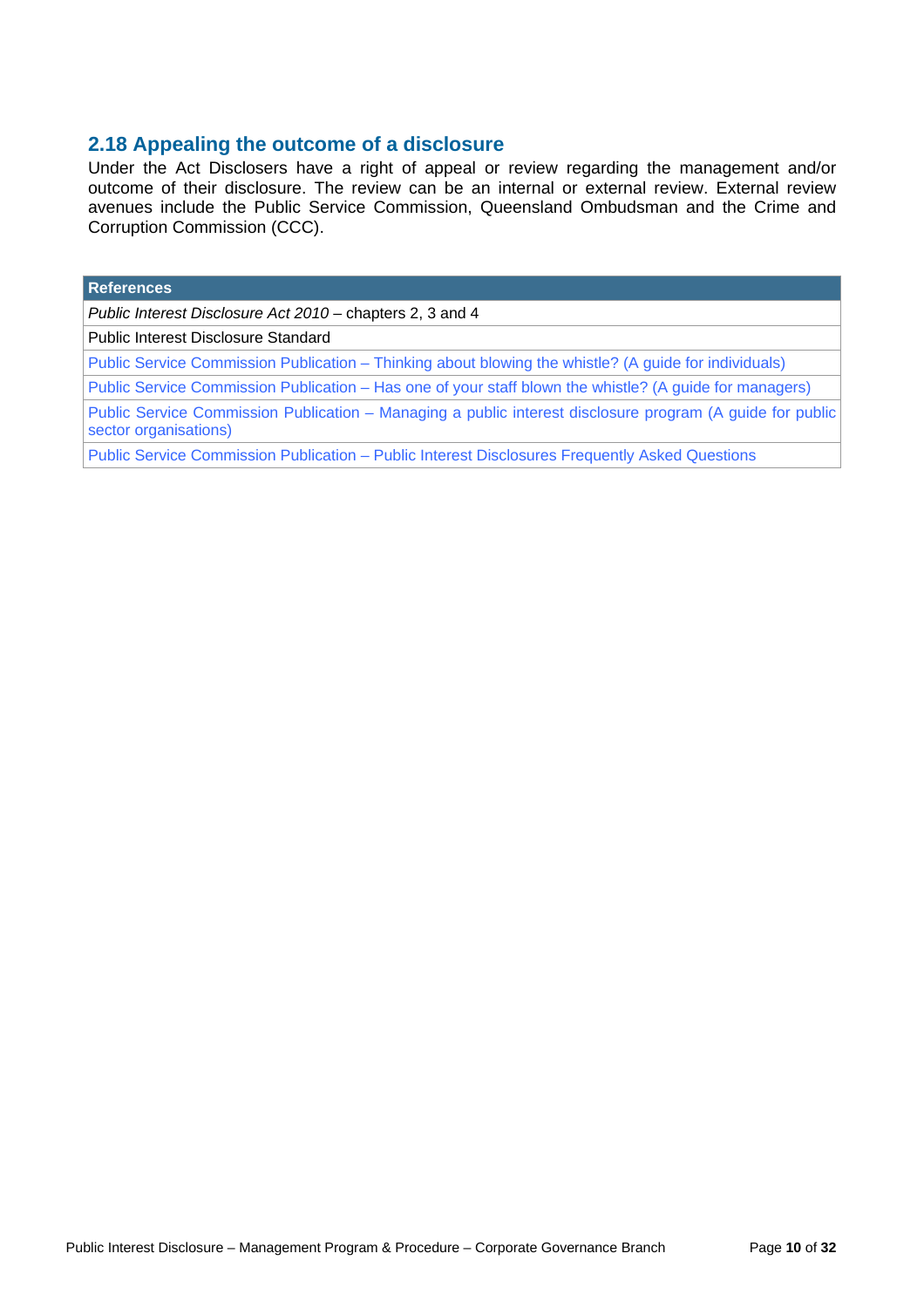## 2.18 Appealing the outcome of a disclosure

Under the Act Disclosers have a right of appeal or review regarding the management and/or outcome of their disclosure. The review can be an internal or external review. External review avenues include the Public Service Commission, Queensland Ombudsman and the Crime and Corruption Commission (CCC).

| References |
|---|
| *Public Interest Disclosure Act 2010* – chapters 2, 3 and 4 |
| Public Interest Disclosure Standard |
| Public Service Commission Publication – Thinking about blowing the whistle? (A guide for individuals) |
| Public Service Commission Publication – Has one of your staff blown the whistle? (A guide for managers) |
| Public Service Commission Publication – Managing a public interest disclosure program (A guide for public sector organisations) |
| Public Service Commission Publication – Public Interest Disclosures Frequently Asked Questions |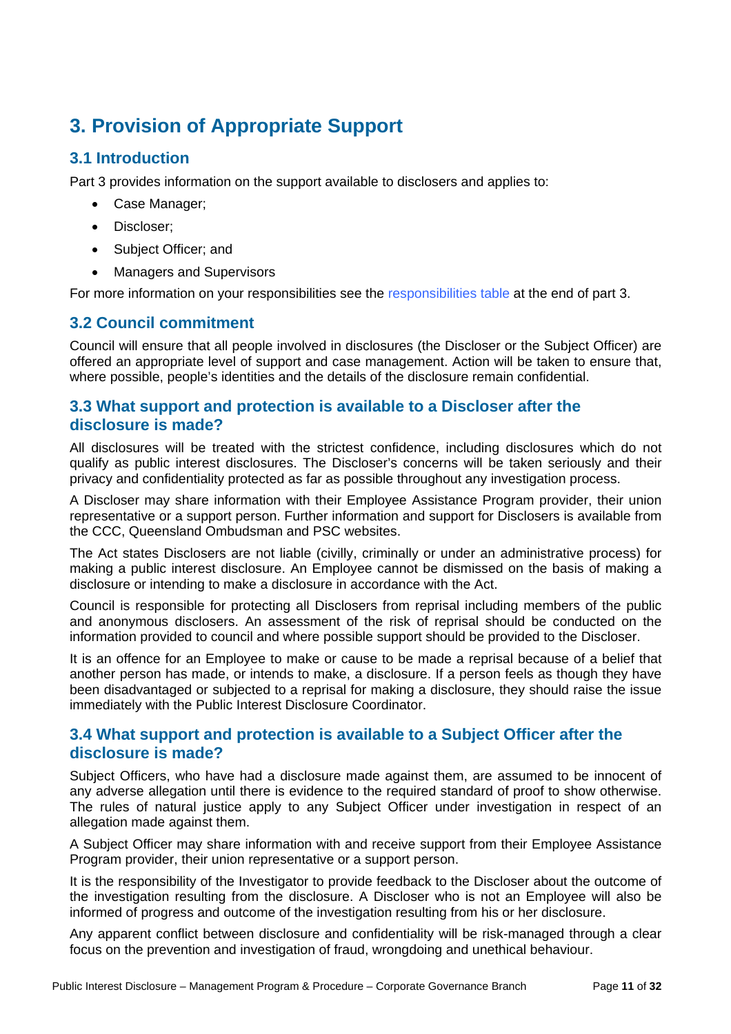# 3. Provision of Appropriate Support

## 3.1 Introduction

Part 3 provides information on the support available to disclosers and applies to:

- Case Manager;
- Discloser;
- Subject Officer; and
- Managers and Supervisors

For more information on your responsibilities see the responsibilities table at the end of part 3.

## 3.2 Council commitment

Council will ensure that all people involved in disclosures (the Discloser or the Subject Officer) are offered an appropriate level of support and case management. Action will be taken to ensure that, where possible, people's identities and the details of the disclosure remain confidential.

## 3.3 What support and protection is available to a Discloser after the disclosure is made?

All disclosures will be treated with the strictest confidence, including disclosures which do not qualify as public interest disclosures. The Discloser's concerns will be taken seriously and their privacy and confidentiality protected as far as possible throughout any investigation process.

A Discloser may share information with their Employee Assistance Program provider, their union representative or a support person. Further information and support for Disclosers is available from the CCC, Queensland Ombudsman and PSC websites.

The Act states Disclosers are not liable (civilly, criminally or under an administrative process) for making a public interest disclosure. An Employee cannot be dismissed on the basis of making a disclosure or intending to make a disclosure in accordance with the Act.

Council is responsible for protecting all Disclosers from reprisal including members of the public and anonymous disclosers. An assessment of the risk of reprisal should be conducted on the information provided to council and where possible support should be provided to the Discloser.

It is an offence for an Employee to make or cause to be made a reprisal because of a belief that another person has made, or intends to make, a disclosure. If a person feels as though they have been disadvantaged or subjected to a reprisal for making a disclosure, they should raise the issue immediately with the Public Interest Disclosure Coordinator.

## 3.4 What support and protection is available to a Subject Officer after the disclosure is made?

Subject Officers, who have had a disclosure made against them, are assumed to be innocent of any adverse allegation until there is evidence to the required standard of proof to show otherwise. The rules of natural justice apply to any Subject Officer under investigation in respect of an allegation made against them.

A Subject Officer may share information with and receive support from their Employee Assistance Program provider, their union representative or a support person.

It is the responsibility of the Investigator to provide feedback to the Discloser about the outcome of the investigation resulting from the disclosure. A Discloser who is not an Employee will also be informed of progress and outcome of the investigation resulting from his or her disclosure.

Any apparent conflict between disclosure and confidentiality will be risk-managed through a clear focus on the prevention and investigation of fraud, wrongdoing and unethical behaviour.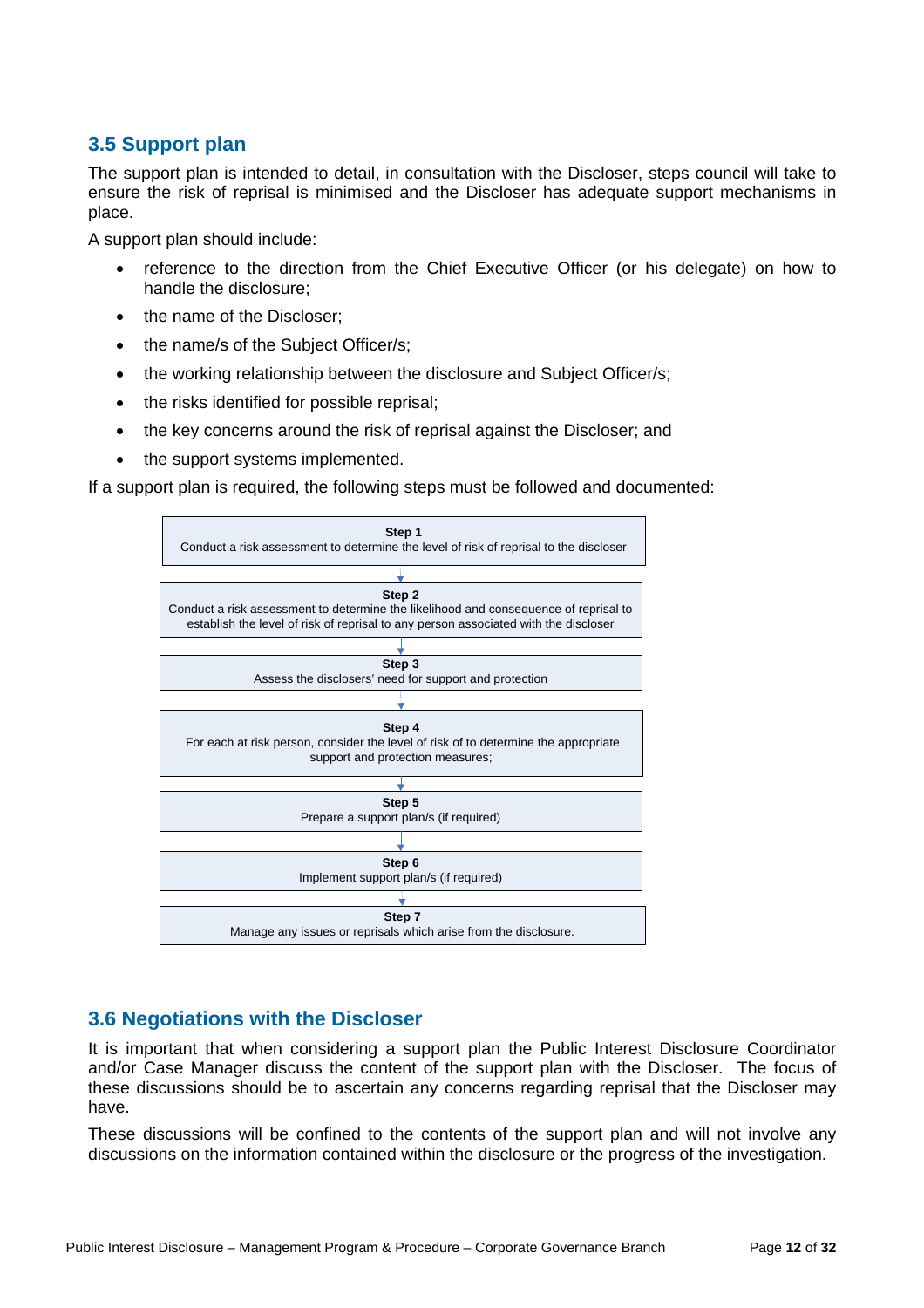## 3.5 Support plan

The support plan is intended to detail, in consultation with the Discloser, steps council will take to ensure the risk of reprisal is minimised and the Discloser has adequate support mechanisms in place.

A support plan should include:

- reference to the direction from the Chief Executive Officer (or his delegate) on how to handle the disclosure;
- the name of the Discloser;
- the name/s of the Subject Officer/s;
- the working relationship between the disclosure and Subject Officer/s;
- the risks identified for possible reprisal;
- the key concerns around the risk of reprisal against the Discloser; and
- the support systems implemented.

If a support plan is required, the following steps must be followed and documented:

**Step 1**
Conduct a risk assessment to determine the level of risk of reprisal to the discloser

**Step 2**
Conduct a risk assessment to determine the likelihood and consequence of reprisal to establish the level of risk of reprisal to any person associated with the discloser

**Step 3**
Assess the disclosers' need for support and protection

**Step 4**
For each at risk person, consider the level of risk of to determine the appropriate support and protection measures;

**Step 5**
Prepare a support plan/s (if required)

**Step 6**
Implement support plan/s (if required)

**Step 7**
Manage any issues or reprisals which arise from the disclosure.

## 3.6 Negotiations with the Discloser

It is important that when considering a support plan the Public Interest Disclosure Coordinator and/or Case Manager discuss the content of the support plan with the Discloser. The focus of these discussions should be to ascertain any concerns regarding reprisal that the Discloser may have.

These discussions will be confined to the contents of the support plan and will not involve any discussions on the information contained within the disclosure or the progress of the investigation.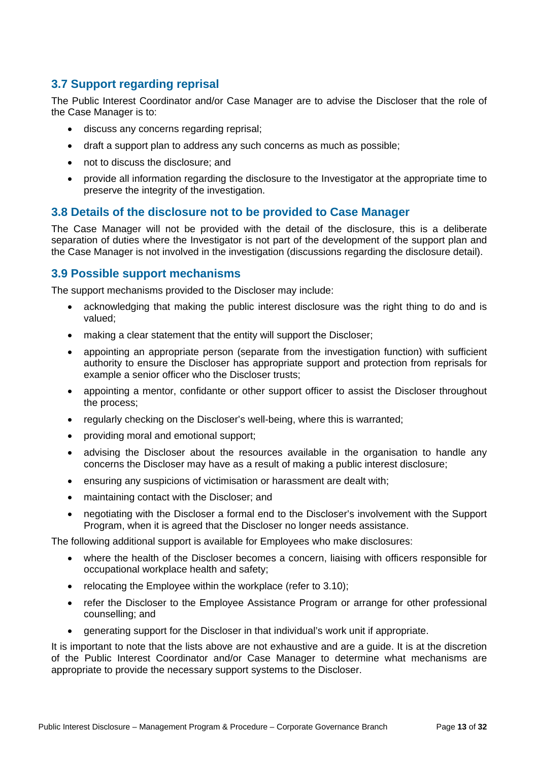### 3.7 Support regarding reprisal

The Public Interest Coordinator and/or Case Manager are to advise the Discloser that the role of the Case Manager is to:

- discuss any concerns regarding reprisal;
- draft a support plan to address any such concerns as much as possible;
- not to discuss the disclosure; and
- provide all information regarding the disclosure to the Investigator at the appropriate time to preserve the integrity of the investigation.

### 3.8 Details of the disclosure not to be provided to Case Manager

The Case Manager will not be provided with the detail of the disclosure, this is a deliberate separation of duties where the Investigator is not part of the development of the support plan and the Case Manager is not involved in the investigation (discussions regarding the disclosure detail).

### 3.9 Possible support mechanisms

The support mechanisms provided to the Discloser may include:

- acknowledging that making the public interest disclosure was the right thing to do and is valued;
- making a clear statement that the entity will support the Discloser;
- appointing an appropriate person (separate from the investigation function) with sufficient authority to ensure the Discloser has appropriate support and protection from reprisals for example a senior officer who the Discloser trusts;
- appointing a mentor, confidante or other support officer to assist the Discloser throughout the process;
- regularly checking on the Discloser's well-being, where this is warranted;
- providing moral and emotional support;
- advising the Discloser about the resources available in the organisation to handle any concerns the Discloser may have as a result of making a public interest disclosure;
- ensuring any suspicions of victimisation or harassment are dealt with;
- maintaining contact with the Discloser; and
- negotiating with the Discloser a formal end to the Discloser's involvement with the Support Program, when it is agreed that the Discloser no longer needs assistance.

The following additional support is available for Employees who make disclosures:

- where the health of the Discloser becomes a concern, liaising with officers responsible for occupational workplace health and safety;
- relocating the Employee within the workplace (refer to 3.10);
- refer the Discloser to the Employee Assistance Program or arrange for other professional counselling; and
- generating support for the Discloser in that individual's work unit if appropriate.

It is important to note that the lists above are not exhaustive and are a guide. It is at the discretion of the Public Interest Coordinator and/or Case Manager to determine what mechanisms are appropriate to provide the necessary support systems to the Discloser.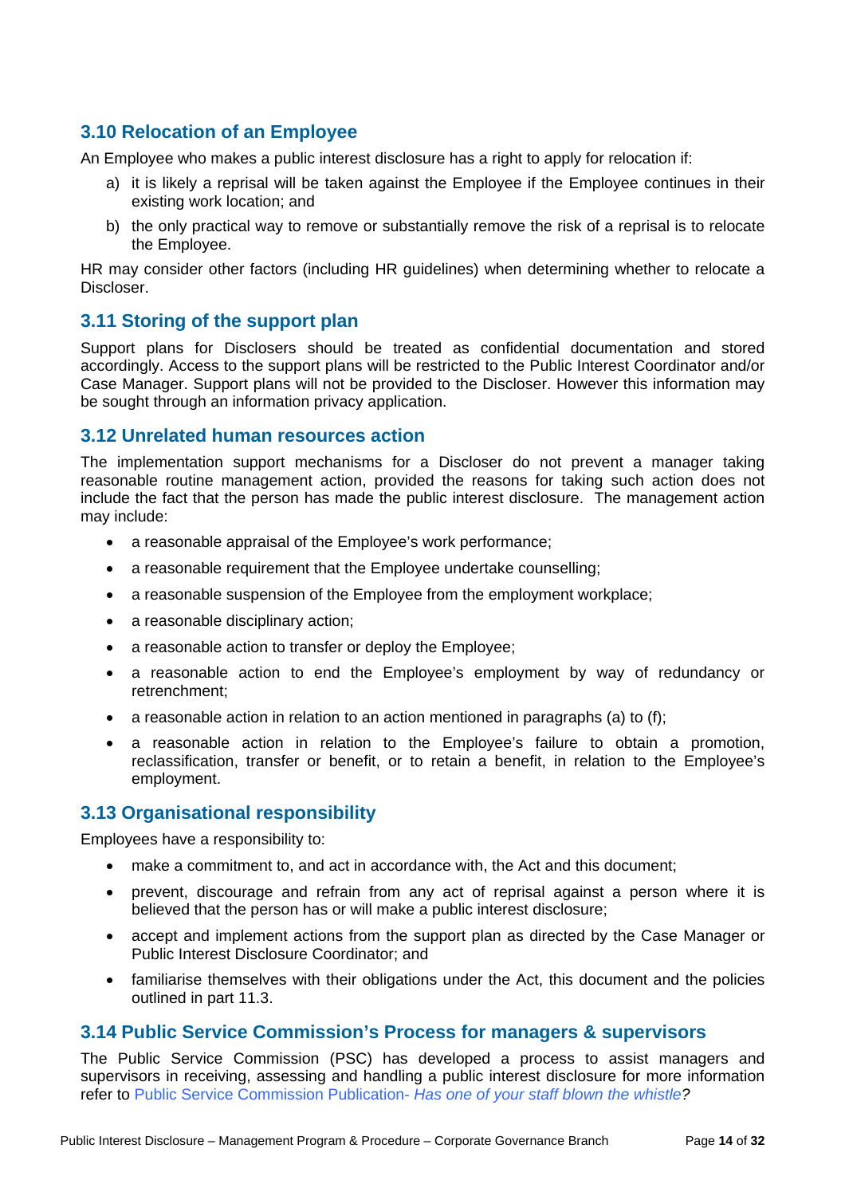## 3.10 Relocation of an Employee

An Employee who makes a public interest disclosure has a right to apply for relocation if:

a) it is likely a reprisal will be taken against the Employee if the Employee continues in their existing work location; and

b) the only practical way to remove or substantially remove the risk of a reprisal is to relocate the Employee.

HR may consider other factors (including HR guidelines) when determining whether to relocate a Discloser.

## 3.11 Storing of the support plan

Support plans for Disclosers should be treated as confidential documentation and stored accordingly. Access to the support plans will be restricted to the Public Interest Coordinator and/or Case Manager. Support plans will not be provided to the Discloser. However this information may be sought through an information privacy application.

## 3.12 Unrelated human resources action

The implementation support mechanisms for a Discloser do not prevent a manager taking reasonable routine management action, provided the reasons for taking such action does not include the fact that the person has made the public interest disclosure. The management action may include:

- a reasonable appraisal of the Employee's work performance;
- a reasonable requirement that the Employee undertake counselling;
- a reasonable suspension of the Employee from the employment workplace;
- a reasonable disciplinary action;
- a reasonable action to transfer or deploy the Employee;
- a reasonable action to end the Employee's employment by way of redundancy or retrenchment;
- a reasonable action in relation to an action mentioned in paragraphs (a) to (f);
- a reasonable action in relation to the Employee's failure to obtain a promotion, reclassification, transfer or benefit, or to retain a benefit, in relation to the Employee's employment.

## 3.13 Organisational responsibility

Employees have a responsibility to:

- make a commitment to, and act in accordance with, the Act and this document;
- prevent, discourage and refrain from any act of reprisal against a person where it is believed that the person has or will make a public interest disclosure;
- accept and implement actions from the support plan as directed by the Case Manager or Public Interest Disclosure Coordinator; and
- familiarise themselves with their obligations under the Act, this document and the policies outlined in part 11.3.

## 3.14 Public Service Commission's Process for managers & supervisors

The Public Service Commission (PSC) has developed a process to assist managers and supervisors in receiving, assessing and handling a public interest disclosure for more information refer to Public Service Commission Publication- *Has one of your staff blown the whistle?*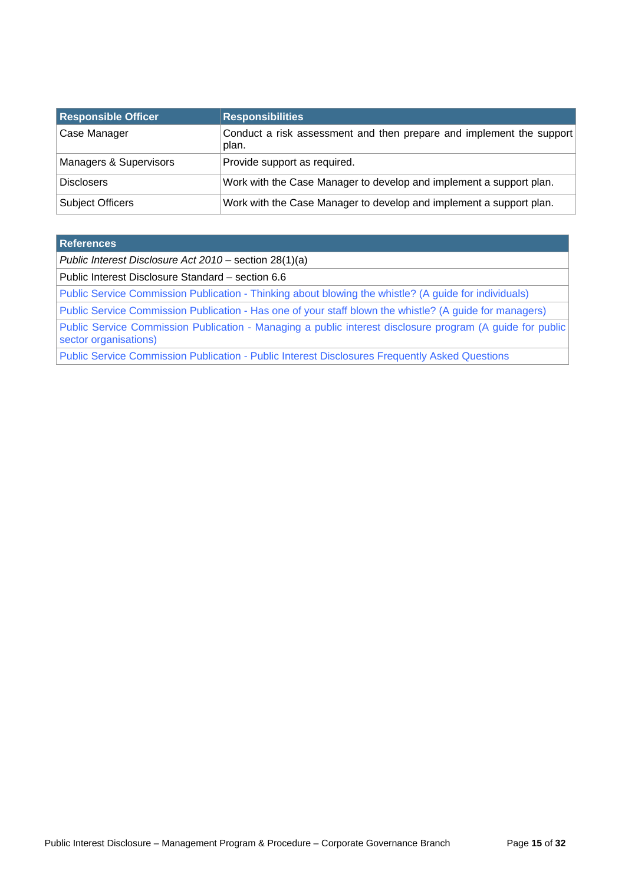| Responsible Officer | Responsibilities |
|---|---|
| Case Manager | Conduct a risk assessment and then prepare and implement the support plan. |
| Managers & Supervisors | Provide support as required. |
| Disclosers | Work with the Case Manager to develop and implement a support plan. |
| Subject Officers | Work with the Case Manager to develop and implement a support plan. |

| References |
|---|
| *Public Interest Disclosure Act 2010* – section 28(1)(a) |
| Public Interest Disclosure Standard – section 6.6 |
| Public Service Commission Publication - Thinking about blowing the whistle? (A guide for individuals) |
| Public Service Commission Publication - Has one of your staff blown the whistle? (A guide for managers) |
| Public Service Commission Publication - Managing a public interest disclosure program (A guide for public sector organisations) |
| Public Service Commission Publication - Public Interest Disclosures Frequently Asked Questions |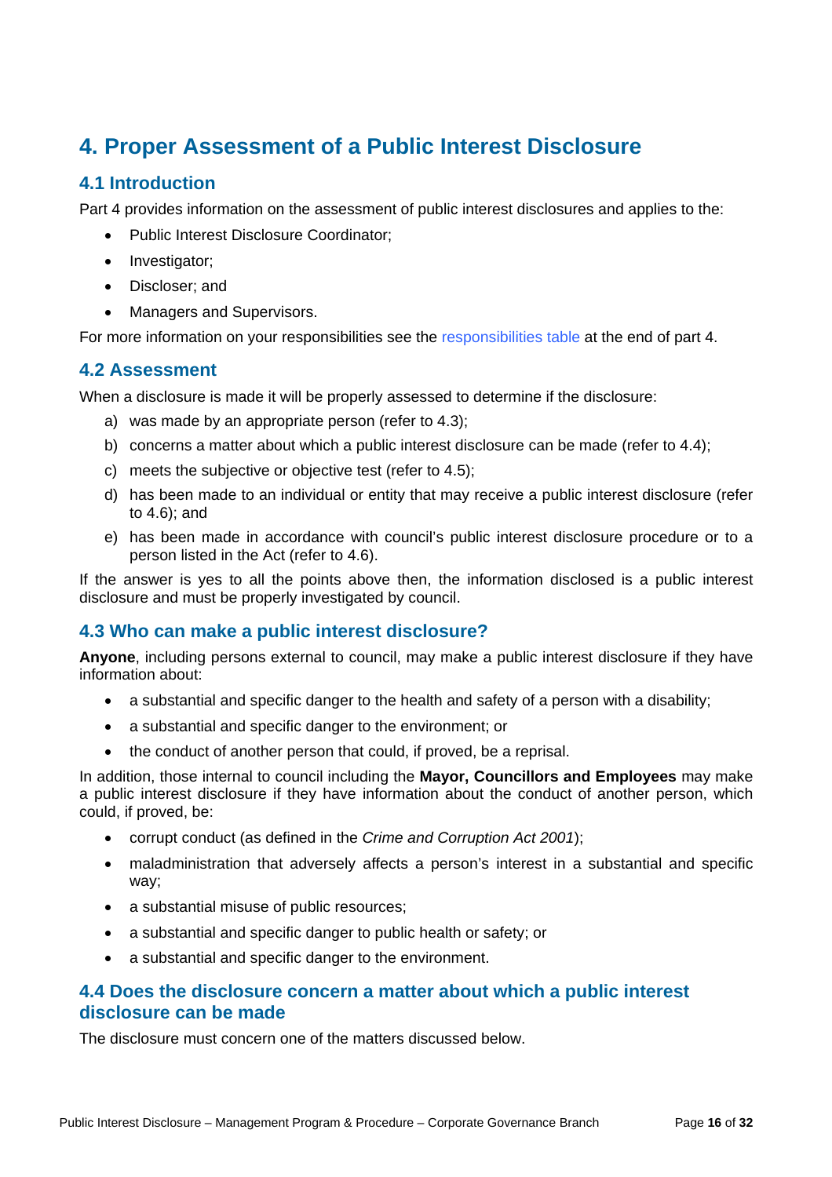# 4. Proper Assessment of a Public Interest Disclosure

## 4.1 Introduction

Part 4 provides information on the assessment of public interest disclosures and applies to the:

- Public Interest Disclosure Coordinator;
- Investigator;
- Discloser; and
- Managers and Supervisors.

For more information on your responsibilities see the responsibilities table at the end of part 4.

## 4.2 Assessment

When a disclosure is made it will be properly assessed to determine if the disclosure:

a) was made by an appropriate person (refer to 4.3);
b) concerns a matter about which a public interest disclosure can be made (refer to 4.4);
c) meets the subjective or objective test (refer to 4.5);
d) has been made to an individual or entity that may receive a public interest disclosure (refer to 4.6); and
e) has been made in accordance with council's public interest disclosure procedure or to a person listed in the Act (refer to 4.6).

If the answer is yes to all the points above then, the information disclosed is a public interest disclosure and must be properly investigated by council.

## 4.3 Who can make a public interest disclosure?

**Anyone**, including persons external to council, may make a public interest disclosure if they have information about:

- a substantial and specific danger to the health and safety of a person with a disability;
- a substantial and specific danger to the environment; or
- the conduct of another person that could, if proved, be a reprisal.

In addition, those internal to council including the **Mayor, Councillors and Employees** may make a public interest disclosure if they have information about the conduct of another person, which could, if proved, be:

- corrupt conduct (as defined in the *Crime and Corruption Act 2001*);
- maladministration that adversely affects a person's interest in a substantial and specific way;
- a substantial misuse of public resources;
- a substantial and specific danger to public health or safety; or
- a substantial and specific danger to the environment.

## 4.4 Does the disclosure concern a matter about which a public interest disclosure can be made

The disclosure must concern one of the matters discussed below.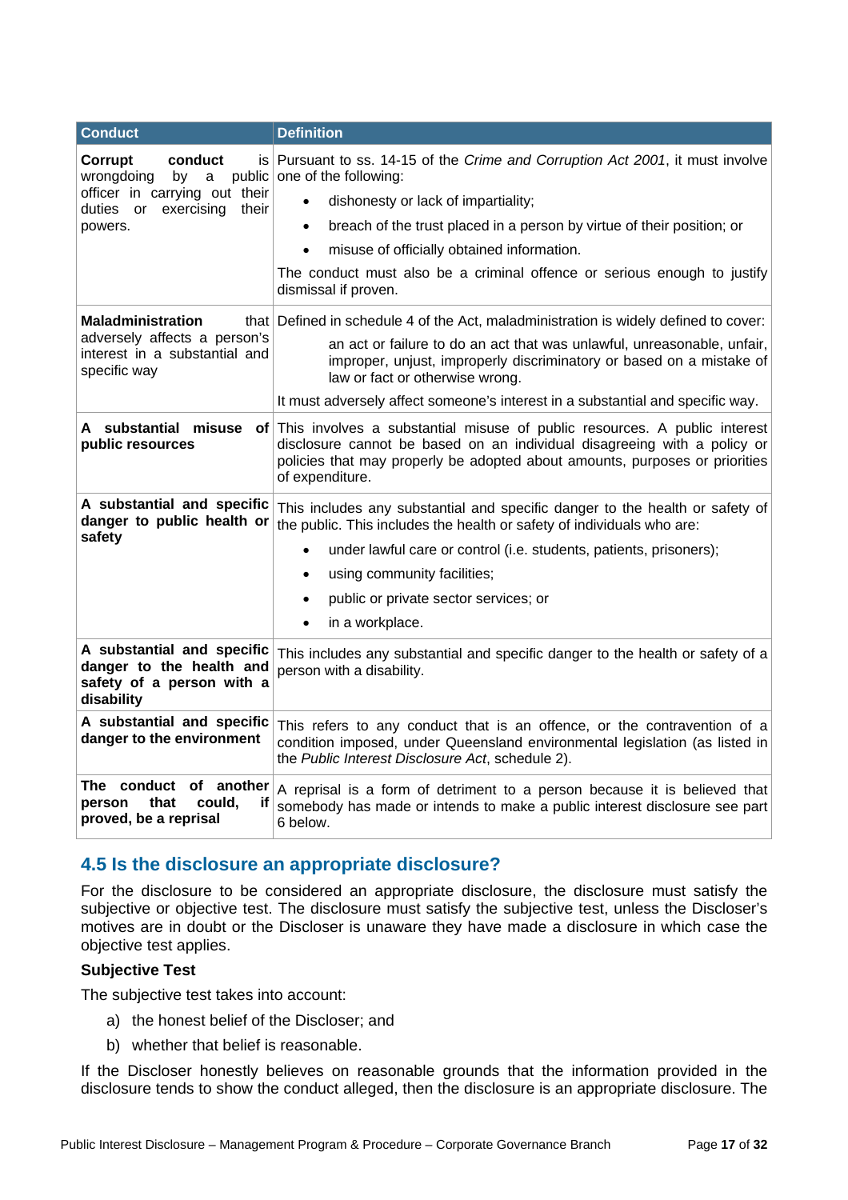| Conduct | Definition |
|---|---|
| **Corrupt conduct** is wrongdoing by a public officer in carrying out their duties or exercising their powers. | Pursuant to ss. 14-15 of the *Crime and Corruption Act 2001*, it must involve one of the following:<br>• dishonesty or lack of impartiality;<br>• breach of the trust placed in a person by virtue of their position; or<br>• misuse of officially obtained information.<br>The conduct must also be a criminal offence or serious enough to justify dismissal if proven. |
| **Maladministration** that adversely affects a person's interest in a substantial and specific way | Defined in schedule 4 of the Act, maladministration is widely defined to cover:<br>an act or failure to do an act that was unlawful, unreasonable, unfair, improper, unjust, improperly discriminatory or based on a mistake of law or fact or otherwise wrong.<br>It must adversely affect someone's interest in a substantial and specific way. |
| **A substantial misuse of public resources** | This involves a substantial misuse of public resources. A public interest disclosure cannot be based on an individual disagreeing with a policy or policies that may properly be adopted about amounts, purposes or priorities of expenditure. |
| **A substantial and specific danger to public health or safety** | This includes any substantial and specific danger to the health or safety of the public. This includes the health or safety of individuals who are:<br>• under lawful care or control (i.e. students, patients, prisoners);<br>• using community facilities;<br>• public or private sector services; or<br>• in a workplace. |
| **A substantial and specific danger to the health and safety of a person with a disability** | This includes any substantial and specific danger to the health or safety of a person with a disability. |
| **A substantial and specific danger to the environment** | This refers to any conduct that is an offence, or the contravention of a condition imposed, under Queensland environmental legislation (as listed in the *Public Interest Disclosure Act*, schedule 2). |
| **The conduct of another person that could, if proved, be a reprisal** | A reprisal is a form of detriment to a person because it is believed that somebody has made or intends to make a public interest disclosure see part 6 below. |

## 4.5 Is the disclosure an appropriate disclosure?

For the disclosure to be considered an appropriate disclosure, the disclosure must satisfy the subjective or objective test. The disclosure must satisfy the subjective test, unless the Discloser's motives are in doubt or the Discloser is unaware they have made a disclosure in which case the objective test applies.

**Subjective Test**

The subjective test takes into account:

a) the honest belief of the Discloser; and
b) whether that belief is reasonable.

If the Discloser honestly believes on reasonable grounds that the information provided in the disclosure tends to show the conduct alleged, then the disclosure is an appropriate disclosure. The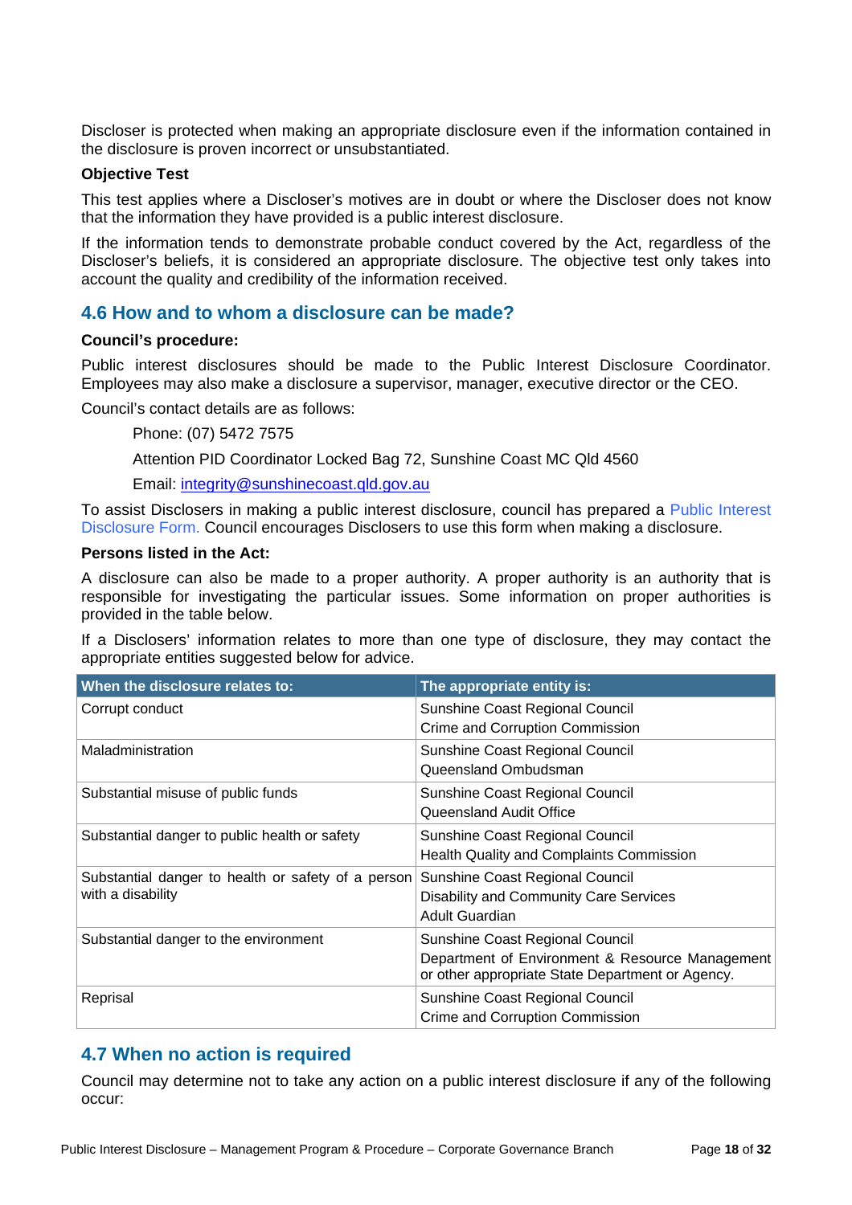Discloser is protected when making an appropriate disclosure even if the information contained in the disclosure is proven incorrect or unsubstantiated.

**Objective Test**

This test applies where a Discloser's motives are in doubt or where the Discloser does not know that the information they have provided is a public interest disclosure.

If the information tends to demonstrate probable conduct covered by the Act, regardless of the Discloser's beliefs, it is considered an appropriate disclosure. The objective test only takes into account the quality and credibility of the information received.

## 4.6 How and to whom a disclosure can be made?

**Council's procedure:**

Public interest disclosures should be made to the Public Interest Disclosure Coordinator. Employees may also make a disclosure a supervisor, manager, executive director or the CEO.

Council's contact details are as follows:

Phone: (07) 5472 7575

Attention PID Coordinator Locked Bag 72, Sunshine Coast MC Qld 4560

Email: integrity@sunshinecoast.qld.gov.au

To assist Disclosers in making a public interest disclosure, council has prepared a Public Interest Disclosure Form. Council encourages Disclosers to use this form when making a disclosure.

**Persons listed in the Act:**

A disclosure can also be made to a proper authority. A proper authority is an authority that is responsible for investigating the particular issues. Some information on proper authorities is provided in the table below.

If a Disclosers' information relates to more than one type of disclosure, they may contact the appropriate entities suggested below for advice.

| When the disclosure relates to: | The appropriate entity is: |
|---|---|
| Corrupt conduct | Sunshine Coast Regional Council<br>Crime and Corruption Commission |
| Maladministration | Sunshine Coast Regional Council<br>Queensland Ombudsman |
| Substantial misuse of public funds | Sunshine Coast Regional Council<br>Queensland Audit Office |
| Substantial danger to public health or safety | Sunshine Coast Regional Council<br>Health Quality and Complaints Commission |
| Substantial danger to health or safety of a person with a disability | Sunshine Coast Regional Council<br>Disability and Community Care Services<br>Adult Guardian |
| Substantial danger to the environment | Sunshine Coast Regional Council<br>Department of Environment & Resource Management or other appropriate State Department or Agency. |
| Reprisal | Sunshine Coast Regional Council<br>Crime and Corruption Commission |

## 4.7 When no action is required

Council may determine not to take any action on a public interest disclosure if any of the following occur: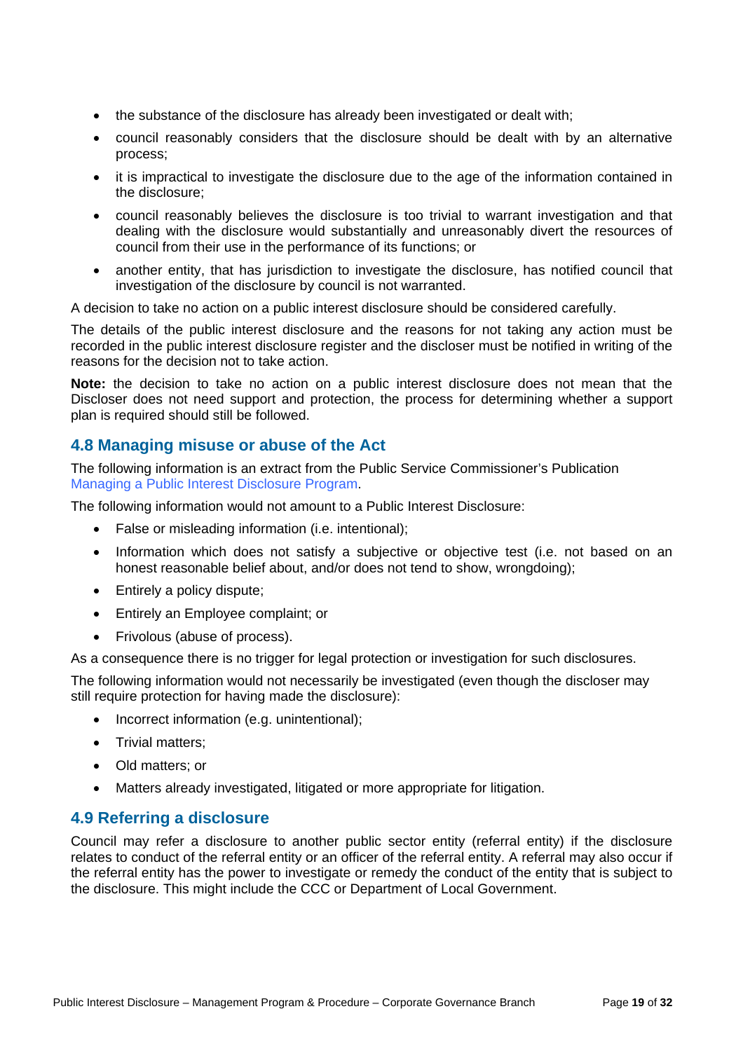- the substance of the disclosure has already been investigated or dealt with;
- council reasonably considers that the disclosure should be dealt with by an alternative process;
- it is impractical to investigate the disclosure due to the age of the information contained in the disclosure;
- council reasonably believes the disclosure is too trivial to warrant investigation and that dealing with the disclosure would substantially and unreasonably divert the resources of council from their use in the performance of its functions; or
- another entity, that has jurisdiction to investigate the disclosure, has notified council that investigation of the disclosure by council is not warranted.

A decision to take no action on a public interest disclosure should be considered carefully.

The details of the public interest disclosure and the reasons for not taking any action must be recorded in the public interest disclosure register and the discloser must be notified in writing of the reasons for the decision not to take action.

**Note:** the decision to take no action on a public interest disclosure does not mean that the Discloser does not need support and protection, the process for determining whether a support plan is required should still be followed.

## 4.8 Managing misuse or abuse of the Act

The following information is an extract from the Public Service Commissioner's Publication Managing a Public Interest Disclosure Program.

The following information would not amount to a Public Interest Disclosure:

- False or misleading information (i.e. intentional);
- Information which does not satisfy a subjective or objective test (i.e. not based on an honest reasonable belief about, and/or does not tend to show, wrongdoing);
- Entirely a policy dispute;
- Entirely an Employee complaint; or
- Frivolous (abuse of process).

As a consequence there is no trigger for legal protection or investigation for such disclosures.

The following information would not necessarily be investigated (even though the discloser may still require protection for having made the disclosure):

- Incorrect information (e.g. unintentional);
- Trivial matters;
- Old matters; or
- Matters already investigated, litigated or more appropriate for litigation.

## 4.9 Referring a disclosure

Council may refer a disclosure to another public sector entity (referral entity) if the disclosure relates to conduct of the referral entity or an officer of the referral entity. A referral may also occur if the referral entity has the power to investigate or remedy the conduct of the entity that is subject to the disclosure. This might include the CCC or Department of Local Government.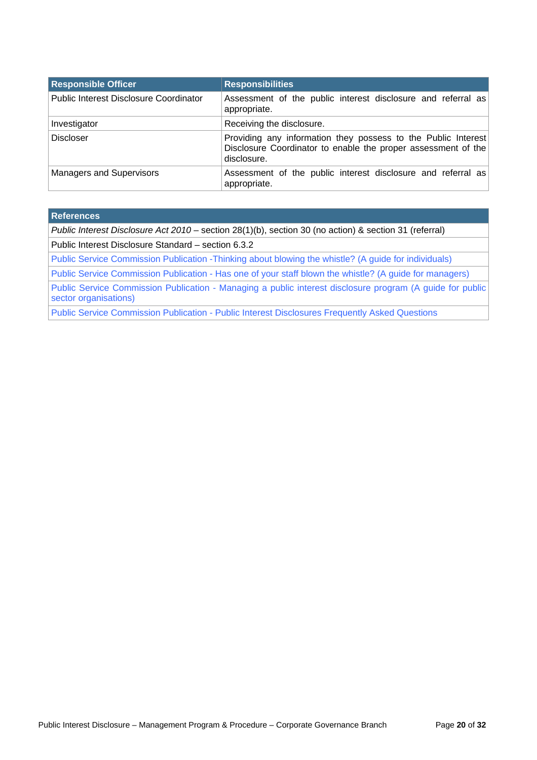| Responsible Officer | Responsibilities |
|---|---|
| Public Interest Disclosure Coordinator | Assessment of the public interest disclosure and referral as appropriate. |
| Investigator | Receiving the disclosure. |
| Discloser | Providing any information they possess to the Public Interest Disclosure Coordinator to enable the proper assessment of the disclosure. |
| Managers and Supervisors | Assessment of the public interest disclosure and referral as appropriate. |

| References |
|---|
| *Public Interest Disclosure Act 2010* – section 28(1)(b), section 30 (no action) & section 31 (referral) |
| Public Interest Disclosure Standard – section 6.3.2 |
| Public Service Commission Publication -Thinking about blowing the whistle? (A guide for individuals) |
| Public Service Commission Publication - Has one of your staff blown the whistle? (A guide for managers) |
| Public Service Commission Publication - Managing a public interest disclosure program (A guide for public sector organisations) |
| Public Service Commission Publication - Public Interest Disclosures Frequently Asked Questions |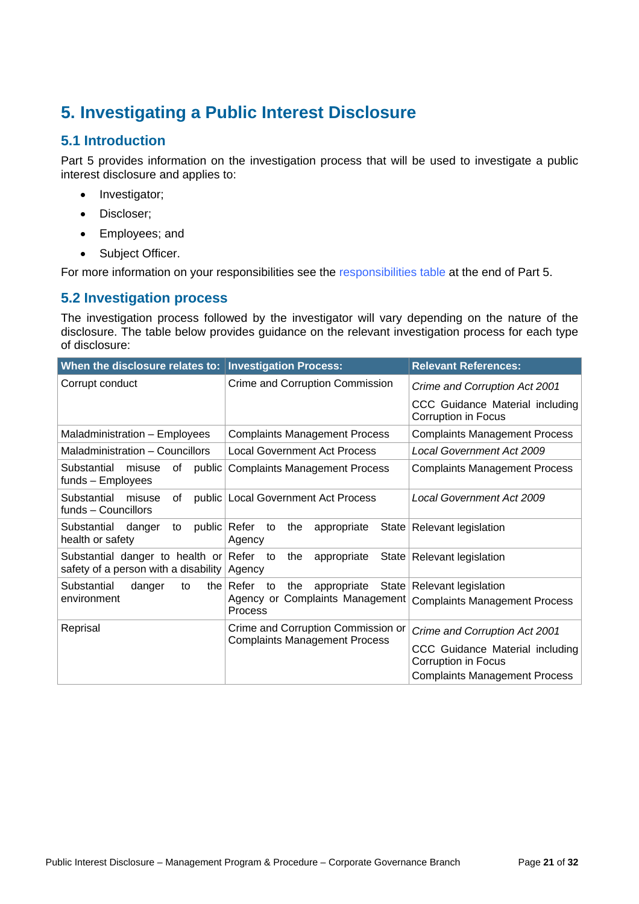# 5. Investigating a Public Interest Disclosure

## 5.1 Introduction

Part 5 provides information on the investigation process that will be used to investigate a public interest disclosure and applies to:

- Investigator;
- Discloser;
- Employees; and
- Subject Officer.

For more information on your responsibilities see the responsibilities table at the end of Part 5.

## 5.2 Investigation process

The investigation process followed by the investigator will vary depending on the nature of the disclosure. The table below provides guidance on the relevant investigation process for each type of disclosure:

| When the disclosure relates to: | Investigation Process: | Relevant References: |
| --- | --- | --- |
| Corrupt conduct | Crime and Corruption Commission | *Crime and Corruption Act 2001*<br>CCC Guidance Material including Corruption in Focus |
| Maladministration – Employees | Complaints Management Process | Complaints Management Process |
| Maladministration – Councillors | Local Government Act Process | *Local Government Act 2009* |
| Substantial misuse of public funds – Employees | Complaints Management Process | Complaints Management Process |
| Substantial misuse of public funds – Councillors | Local Government Act Process | *Local Government Act 2009* |
| Substantial danger to public health or safety | Refer to the appropriate State Agency | Relevant legislation |
| Substantial danger to health or safety of a person with a disability | Refer to the appropriate State Agency | Relevant legislation |
| Substantial danger to the environment | Refer to the appropriate State Agency or Complaints Management Process | Relevant legislation<br>Complaints Management Process |
| Reprisal | Crime and Corruption Commission or Complaints Management Process | *Crime and Corruption Act 2001*<br>CCC Guidance Material including Corruption in Focus<br>Complaints Management Process |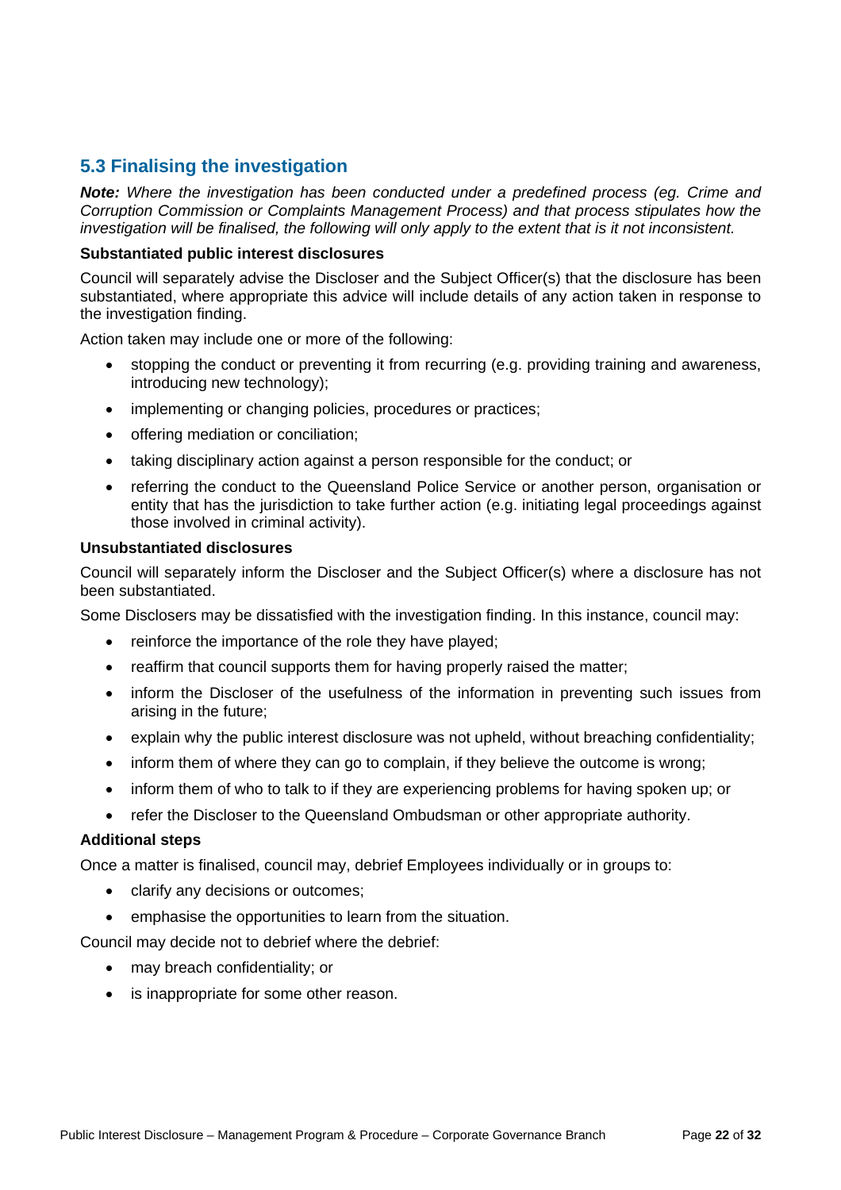## 5.3 Finalising the investigation

***Note:*** *Where the investigation has been conducted under a predefined process (eg. Crime and Corruption Commission or Complaints Management Process) and that process stipulates how the investigation will be finalised, the following will only apply to the extent that is it not inconsistent.*

**Substantiated public interest disclosures**

Council will separately advise the Discloser and the Subject Officer(s) that the disclosure has been substantiated, where appropriate this advice will include details of any action taken in response to the investigation finding.

Action taken may include one or more of the following:

- stopping the conduct or preventing it from recurring (e.g. providing training and awareness, introducing new technology);
- implementing or changing policies, procedures or practices;
- offering mediation or conciliation;
- taking disciplinary action against a person responsible for the conduct; or
- referring the conduct to the Queensland Police Service or another person, organisation or entity that has the jurisdiction to take further action (e.g. initiating legal proceedings against those involved in criminal activity).

**Unsubstantiated disclosures**

Council will separately inform the Discloser and the Subject Officer(s) where a disclosure has not been substantiated.

Some Disclosers may be dissatisfied with the investigation finding. In this instance, council may:

- reinforce the importance of the role they have played;
- reaffirm that council supports them for having properly raised the matter;
- inform the Discloser of the usefulness of the information in preventing such issues from arising in the future;
- explain why the public interest disclosure was not upheld, without breaching confidentiality;
- inform them of where they can go to complain, if they believe the outcome is wrong;
- inform them of who to talk to if they are experiencing problems for having spoken up; or
- refer the Discloser to the Queensland Ombudsman or other appropriate authority.

**Additional steps**

Once a matter is finalised, council may, debrief Employees individually or in groups to:

- clarify any decisions or outcomes;
- emphasise the opportunities to learn from the situation.

Council may decide not to debrief where the debrief:

- may breach confidentiality; or
- is inappropriate for some other reason.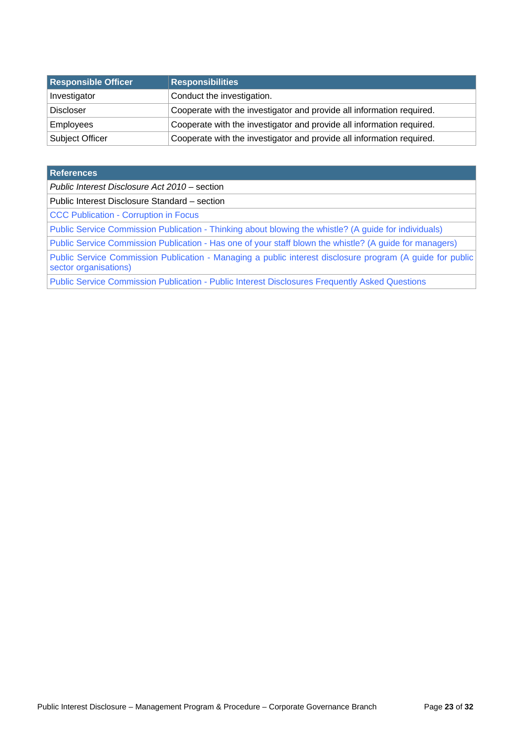| Responsible Officer | Responsibilities |
|---|---|
| Investigator | Conduct the investigation. |
| Discloser | Cooperate with the investigator and provide all information required. |
| Employees | Cooperate with the investigator and provide all information required. |
| Subject Officer | Cooperate with the investigator and provide all information required. |

| References |
|---|
| *Public Interest Disclosure Act 2010* – section |
| Public Interest Disclosure Standard – section |
| CCC Publication - Corruption in Focus |
| Public Service Commission Publication - Thinking about blowing the whistle? (A guide for individuals) |
| Public Service Commission Publication - Has one of your staff blown the whistle? (A guide for managers) |
| Public Service Commission Publication - Managing a public interest disclosure program (A guide for public sector organisations) |
| Public Service Commission Publication - Public Interest Disclosures Frequently Asked Questions |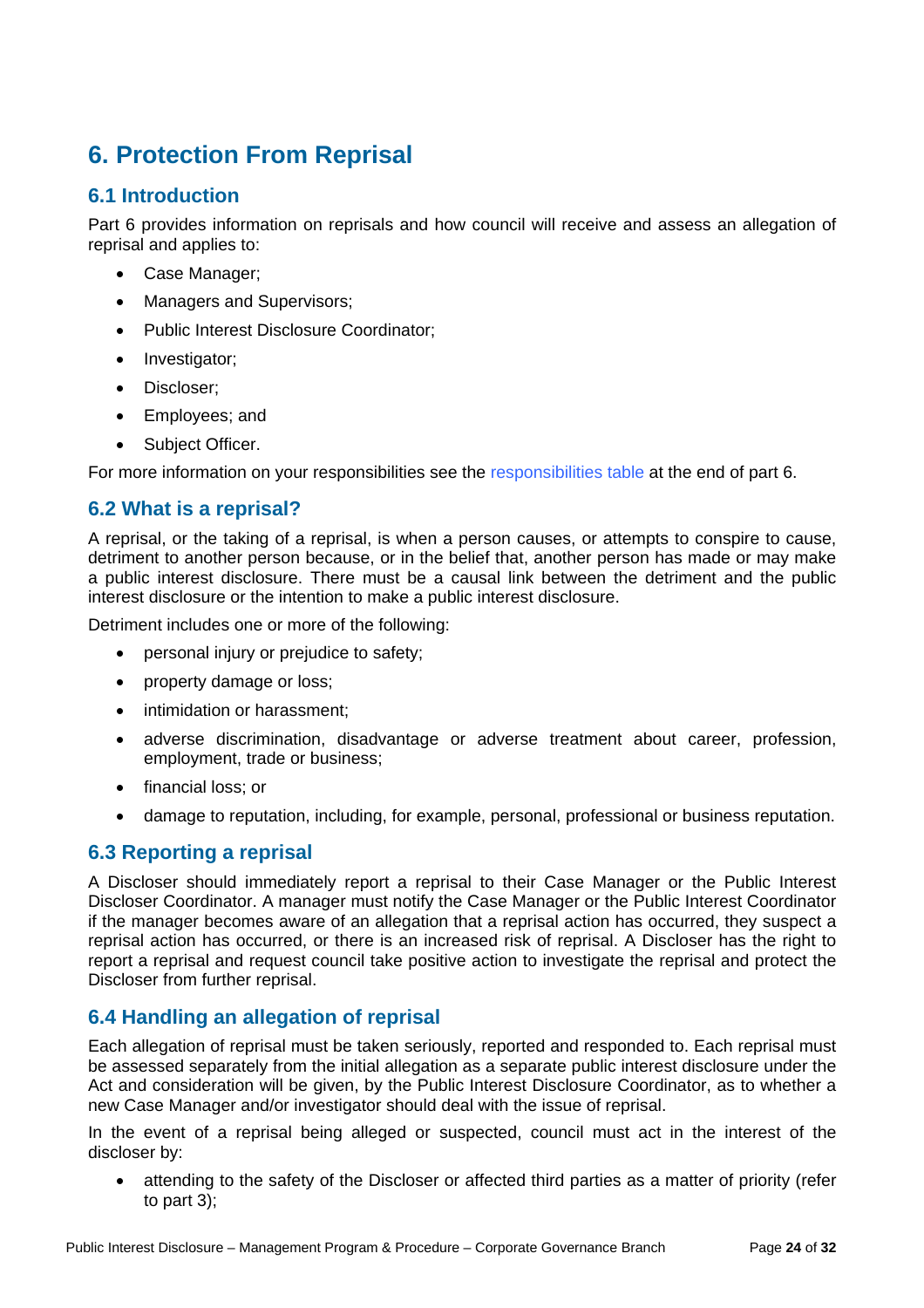# 6. Protection From Reprisal

## 6.1 Introduction

Part 6 provides information on reprisals and how council will receive and assess an allegation of reprisal and applies to:

- Case Manager;
- Managers and Supervisors;
- Public Interest Disclosure Coordinator;
- Investigator;
- Discloser;
- Employees; and
- Subject Officer.

For more information on your responsibilities see the responsibilities table at the end of part 6.

## 6.2 What is a reprisal?

A reprisal, or the taking of a reprisal, is when a person causes, or attempts to conspire to cause, detriment to another person because, or in the belief that, another person has made or may make a public interest disclosure. There must be a causal link between the detriment and the public interest disclosure or the intention to make a public interest disclosure.

Detriment includes one or more of the following:

- personal injury or prejudice to safety;
- property damage or loss;
- intimidation or harassment;
- adverse discrimination, disadvantage or adverse treatment about career, profession, employment, trade or business;
- financial loss; or
- damage to reputation, including, for example, personal, professional or business reputation.

## 6.3 Reporting a reprisal

A Discloser should immediately report a reprisal to their Case Manager or the Public Interest Discloser Coordinator. A manager must notify the Case Manager or the Public Interest Coordinator if the manager becomes aware of an allegation that a reprisal action has occurred, they suspect a reprisal action has occurred, or there is an increased risk of reprisal. A Discloser has the right to report a reprisal and request council take positive action to investigate the reprisal and protect the Discloser from further reprisal.

## 6.4 Handling an allegation of reprisal

Each allegation of reprisal must be taken seriously, reported and responded to. Each reprisal must be assessed separately from the initial allegation as a separate public interest disclosure under the Act and consideration will be given, by the Public Interest Disclosure Coordinator, as to whether a new Case Manager and/or investigator should deal with the issue of reprisal.

In the event of a reprisal being alleged or suspected, council must act in the interest of the discloser by:

- attending to the safety of the Discloser or affected third parties as a matter of priority (refer to part 3);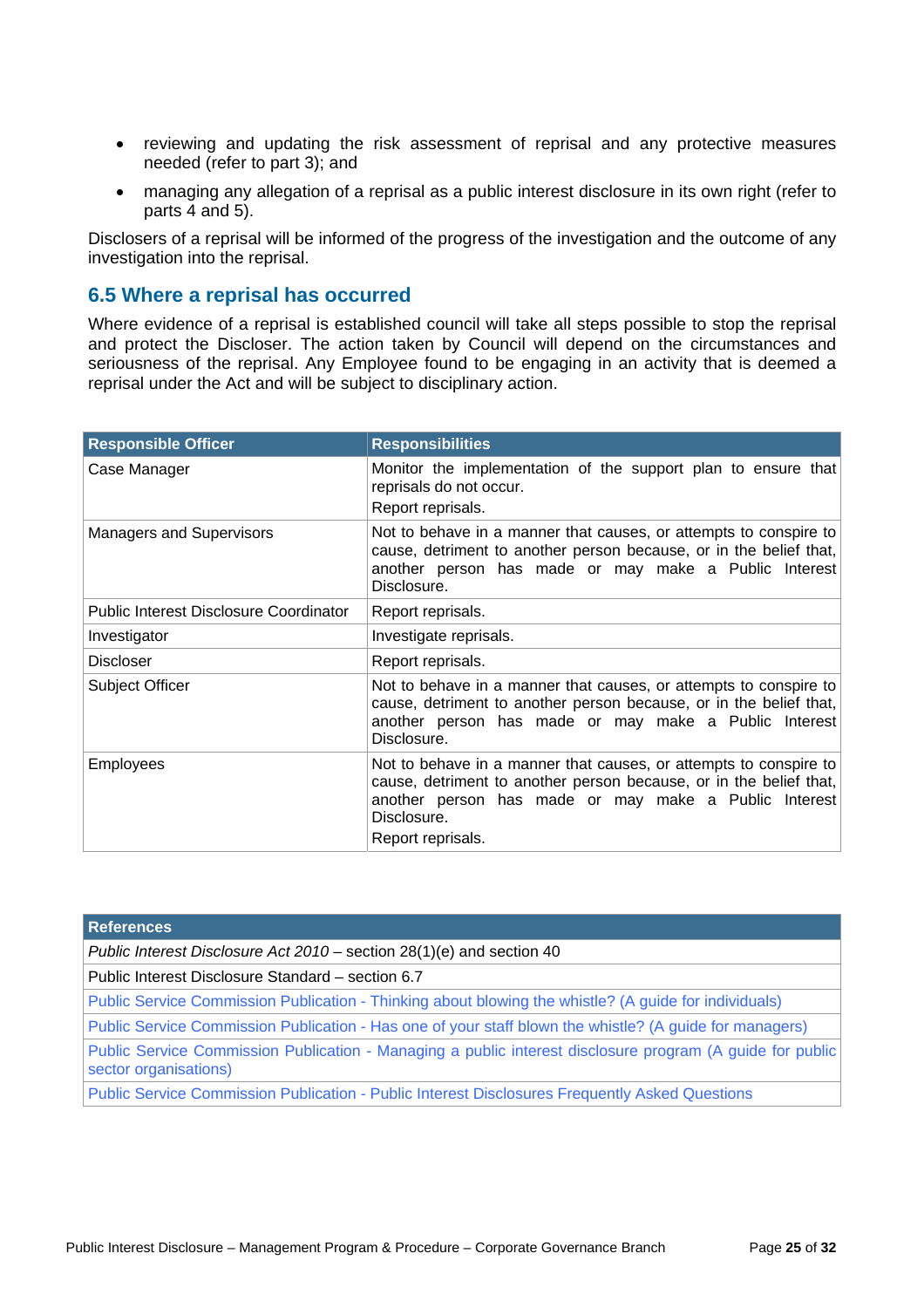- reviewing and updating the risk assessment of reprisal and any protective measures needed (refer to part 3); and
- managing any allegation of a reprisal as a public interest disclosure in its own right (refer to parts 4 and 5).

Disclosers of a reprisal will be informed of the progress of the investigation and the outcome of any investigation into the reprisal.

## 6.5 Where a reprisal has occurred

Where evidence of a reprisal is established council will take all steps possible to stop the reprisal and protect the Discloser. The action taken by Council will depend on the circumstances and seriousness of the reprisal. Any Employee found to be engaging in an activity that is deemed a reprisal under the Act and will be subject to disciplinary action.

| Responsible Officer | Responsibilities |
|---|---|
| Case Manager | Monitor the implementation of the support plan to ensure that reprisals do not occur.<br>Report reprisals. |
| Managers and Supervisors | Not to behave in a manner that causes, or attempts to conspire to cause, detriment to another person because, or in the belief that, another person has made or may make a Public Interest Disclosure. |
| Public Interest Disclosure Coordinator | Report reprisals. |
| Investigator | Investigate reprisals. |
| Discloser | Report reprisals. |
| Subject Officer | Not to behave in a manner that causes, or attempts to conspire to cause, detriment to another person because, or in the belief that, another person has made or may make a Public Interest Disclosure. |
| Employees | Not to behave in a manner that causes, or attempts to conspire to cause, detriment to another person because, or in the belief that, another person has made or may make a Public Interest Disclosure.<br>Report reprisals. |

| References |
|---|
| *Public Interest Disclosure Act 2010* – section 28(1)(e) and section 40 |
| Public Interest Disclosure Standard – section 6.7 |
| Public Service Commission Publication - Thinking about blowing the whistle? (A guide for individuals) |
| Public Service Commission Publication - Has one of your staff blown the whistle? (A guide for managers) |
| Public Service Commission Publication - Managing a public interest disclosure program (A guide for public sector organisations) |
| Public Service Commission Publication - Public Interest Disclosures Frequently Asked Questions |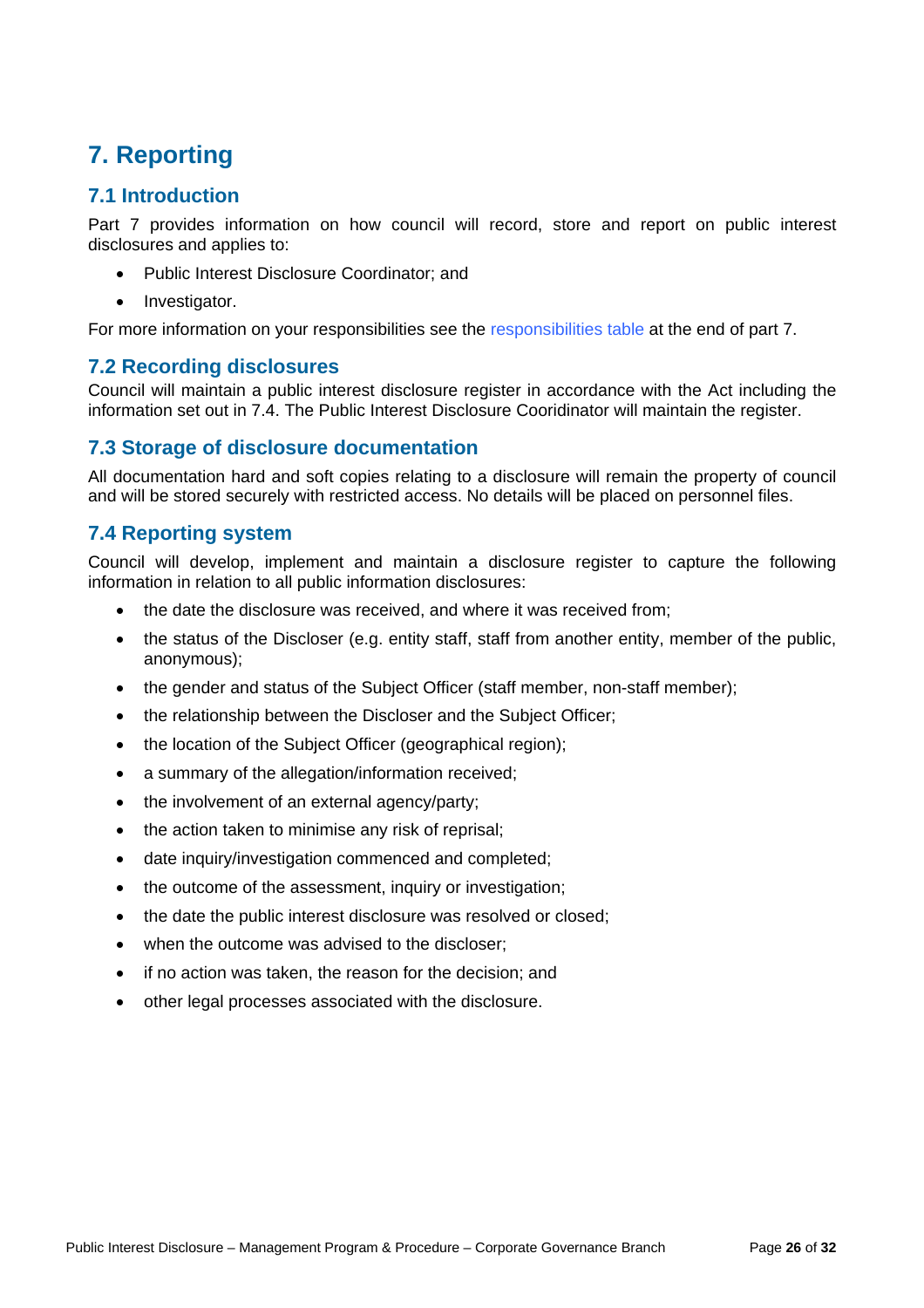# 7. Reporting

## 7.1 Introduction

Part 7 provides information on how council will record, store and report on public interest disclosures and applies to:

- Public Interest Disclosure Coordinator; and
- Investigator.

For more information on your responsibilities see the responsibilities table at the end of part 7.

## 7.2 Recording disclosures

Council will maintain a public interest disclosure register in accordance with the Act including the information set out in 7.4. The Public Interest Disclosure Cooridinator will maintain the register.

## 7.3 Storage of disclosure documentation

All documentation hard and soft copies relating to a disclosure will remain the property of council and will be stored securely with restricted access. No details will be placed on personnel files.

## 7.4 Reporting system

Council will develop, implement and maintain a disclosure register to capture the following information in relation to all public information disclosures:

- the date the disclosure was received, and where it was received from;
- the status of the Discloser (e.g. entity staff, staff from another entity, member of the public, anonymous);
- the gender and status of the Subject Officer (staff member, non-staff member);
- the relationship between the Discloser and the Subject Officer;
- the location of the Subject Officer (geographical region);
- a summary of the allegation/information received;
- the involvement of an external agency/party;
- the action taken to minimise any risk of reprisal;
- date inquiry/investigation commenced and completed;
- the outcome of the assessment, inquiry or investigation;
- the date the public interest disclosure was resolved or closed;
- when the outcome was advised to the discloser;
- if no action was taken, the reason for the decision; and
- other legal processes associated with the disclosure.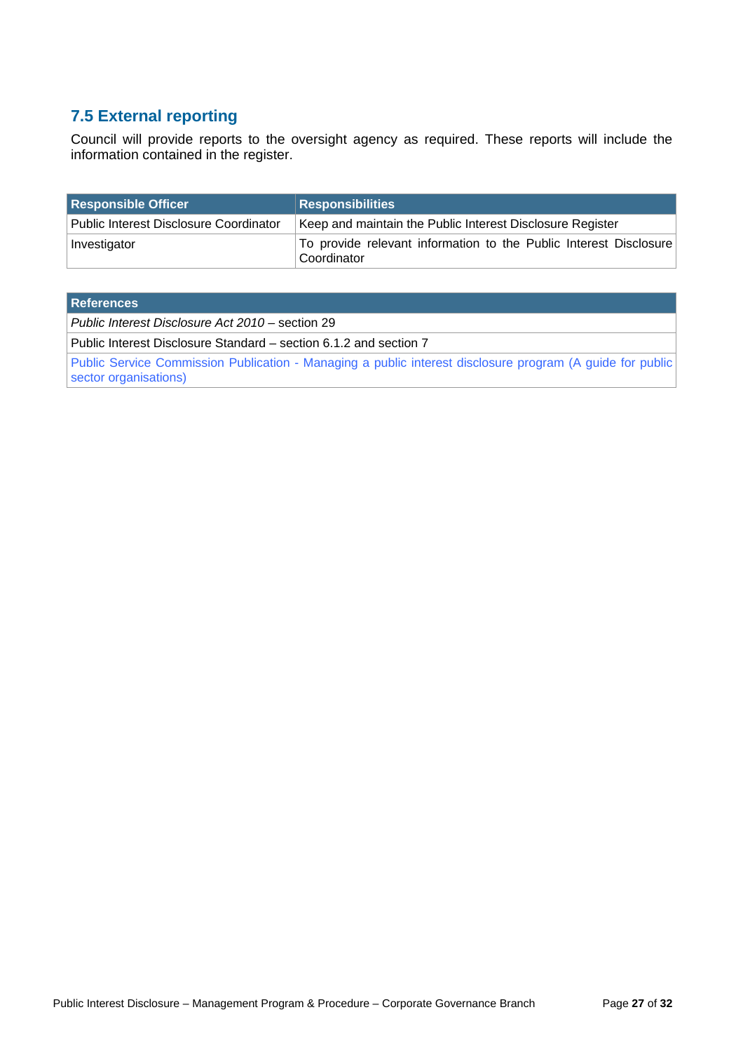## 7.5 External reporting

Council will provide reports to the oversight agency as required. These reports will include the information contained in the register.

| Responsible Officer | Responsibilities |
|---|---|
| Public Interest Disclosure Coordinator | Keep and maintain the Public Interest Disclosure Register |
| Investigator | To provide relevant information to the Public Interest Disclosure Coordinator |

| References |
|---|
| *Public Interest Disclosure Act 2010* – section 29 |
| Public Interest Disclosure Standard – section 6.1.2 and section 7 |
| Public Service Commission Publication - Managing a public interest disclosure program (A guide for public sector organisations) |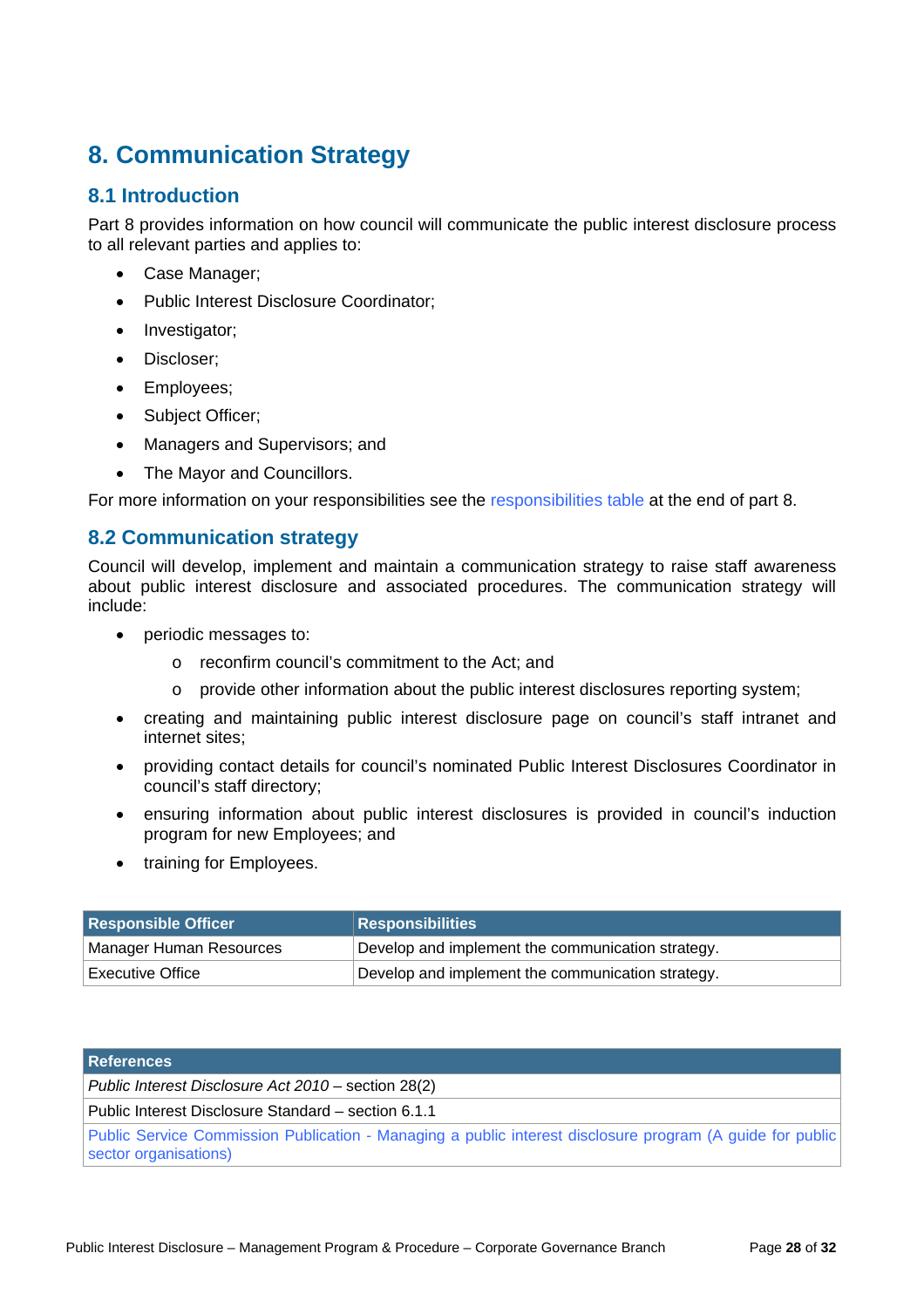# 8. Communication Strategy

## 8.1 Introduction

Part 8 provides information on how council will communicate the public interest disclosure process to all relevant parties and applies to:

- Case Manager;
- Public Interest Disclosure Coordinator;
- Investigator;
- Discloser;
- Employees;
- Subject Officer;
- Managers and Supervisors; and
- The Mayor and Councillors.

For more information on your responsibilities see the responsibilities table at the end of part 8.

## 8.2 Communication strategy

Council will develop, implement and maintain a communication strategy to raise staff awareness about public interest disclosure and associated procedures. The communication strategy will include:

- periodic messages to:
  - reconfirm council's commitment to the Act; and
  - provide other information about the public interest disclosures reporting system;
- creating and maintaining public interest disclosure page on council's staff intranet and internet sites;
- providing contact details for council's nominated Public Interest Disclosures Coordinator in council's staff directory;
- ensuring information about public interest disclosures is provided in council's induction program for new Employees; and
- training for Employees.

| Responsible Officer | Responsibilities |
|---|---|
| Manager Human Resources | Develop and implement the communication strategy. |
| Executive Office | Develop and implement the communication strategy. |

| References |
|---|
| *Public Interest Disclosure Act 2010* – section 28(2) |
| Public Interest Disclosure Standard – section 6.1.1 |
| Public Service Commission Publication - Managing a public interest disclosure program (A guide for public sector organisations) |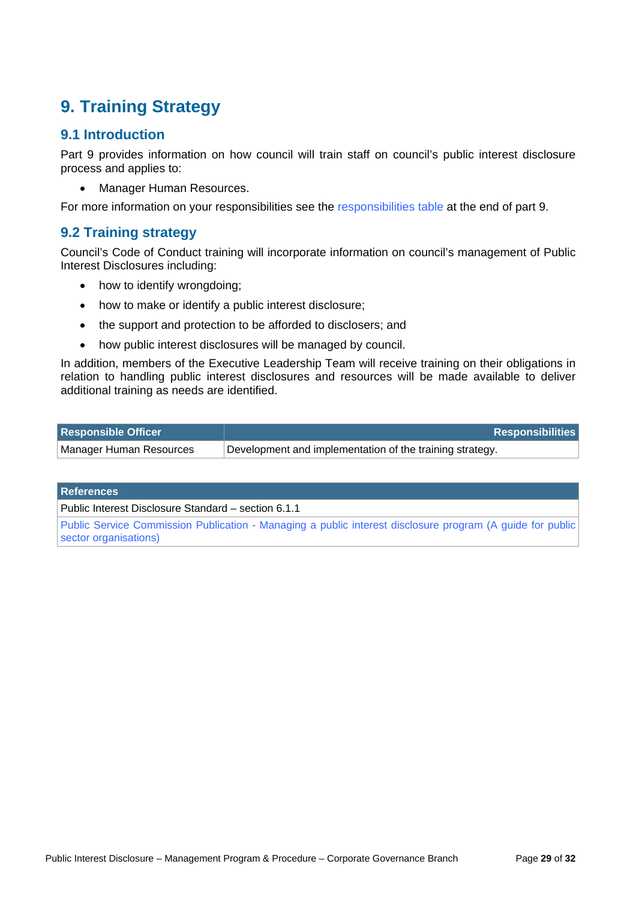# 9. Training Strategy

## 9.1 Introduction

Part 9 provides information on how council will train staff on council's public interest disclosure process and applies to:

- Manager Human Resources.

For more information on your responsibilities see the responsibilities table at the end of part 9.

## 9.2 Training strategy

Council's Code of Conduct training will incorporate information on council's management of Public Interest Disclosures including:

- how to identify wrongdoing;
- how to make or identify a public interest disclosure;
- the support and protection to be afforded to disclosers; and
- how public interest disclosures will be managed by council.

In addition, members of the Executive Leadership Team will receive training on their obligations in relation to handling public interest disclosures and resources will be made available to deliver additional training as needs are identified.

| Responsible Officer | Responsibilities |
|---|---|
| Manager Human Resources | Development and implementation of the training strategy. |

| References |
|---|
| Public Interest Disclosure Standard – section 6.1.1 |
| Public Service Commission Publication - Managing a public interest disclosure program (A guide for public sector organisations) |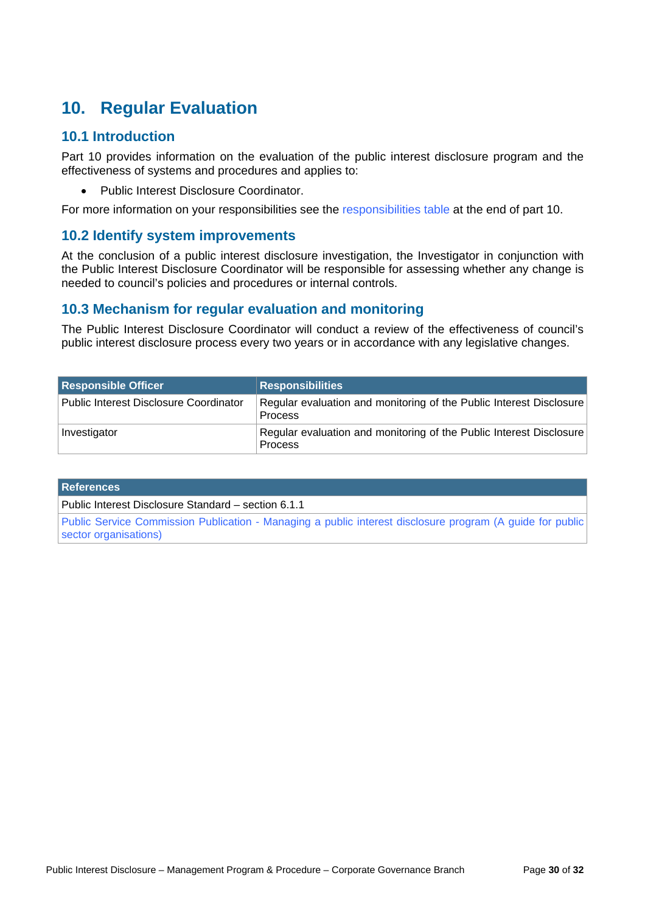# 10. Regular Evaluation

## 10.1 Introduction

Part 10 provides information on the evaluation of the public interest disclosure program and the effectiveness of systems and procedures and applies to:

- Public Interest Disclosure Coordinator.

For more information on your responsibilities see the responsibilities table at the end of part 10.

## 10.2 Identify system improvements

At the conclusion of a public interest disclosure investigation, the Investigator in conjunction with the Public Interest Disclosure Coordinator will be responsible for assessing whether any change is needed to council's policies and procedures or internal controls.

## 10.3 Mechanism for regular evaluation and monitoring

The Public Interest Disclosure Coordinator will conduct a review of the effectiveness of council's public interest disclosure process every two years or in accordance with any legislative changes.

| Responsible Officer | Responsibilities |
|---|---|
| Public Interest Disclosure Coordinator | Regular evaluation and monitoring of the Public Interest Disclosure Process |
| Investigator | Regular evaluation and monitoring of the Public Interest Disclosure Process |

| References |
|---|
| Public Interest Disclosure Standard – section 6.1.1 |
| Public Service Commission Publication - Managing a public interest disclosure program (A guide for public sector organisations) |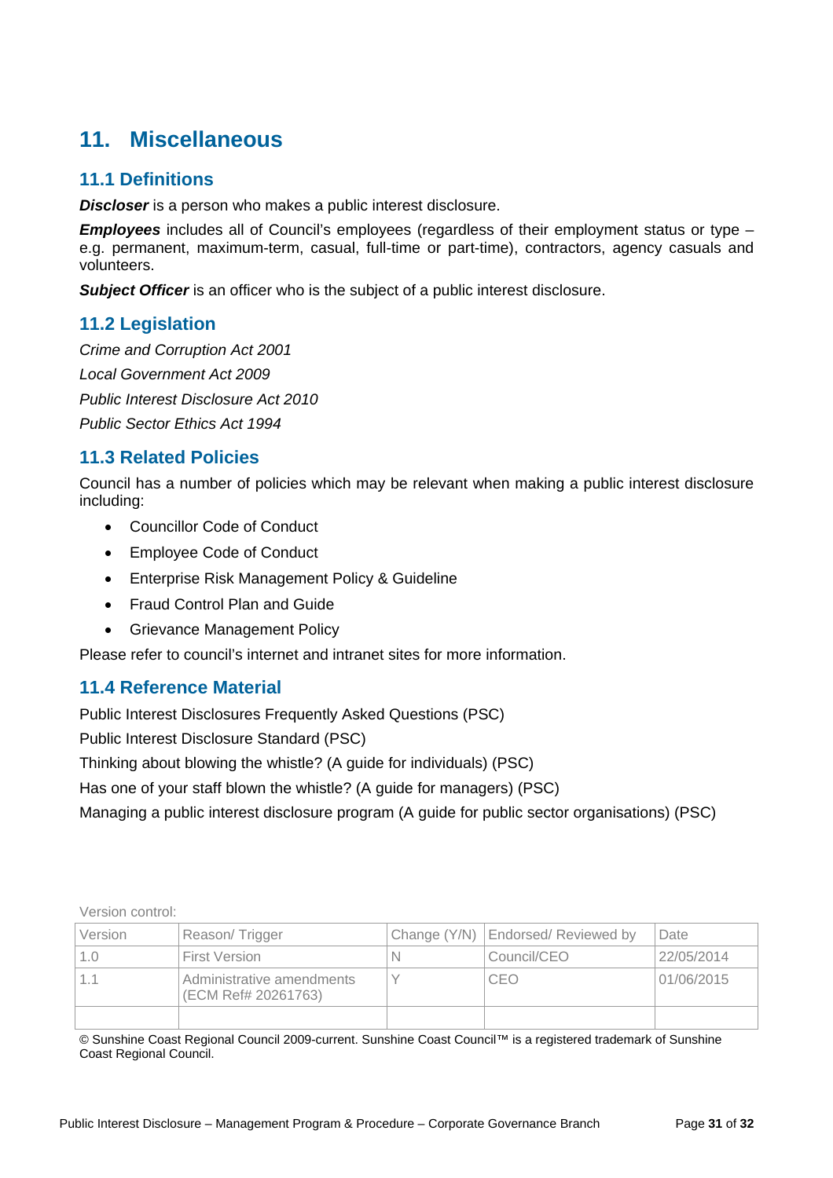# 11. Miscellaneous

## 11.1 Definitions

***Discloser*** is a person who makes a public interest disclosure.

***Employees*** includes all of Council's employees (regardless of their employment status or type – e.g. permanent, maximum-term, casual, full-time or part-time), contractors, agency casuals and volunteers.

***Subject Officer*** is an officer who is the subject of a public interest disclosure.

## 11.2 Legislation

*Crime and Corruption Act 2001*

*Local Government Act 2009*

*Public Interest Disclosure Act 2010*

*Public Sector Ethics Act 1994*

## 11.3 Related Policies

Council has a number of policies which may be relevant when making a public interest disclosure including:

- Councillor Code of Conduct
- Employee Code of Conduct
- Enterprise Risk Management Policy & Guideline
- Fraud Control Plan and Guide
- Grievance Management Policy

Please refer to council's internet and intranet sites for more information.

## 11.4 Reference Material

Public Interest Disclosures Frequently Asked Questions (PSC)

Public Interest Disclosure Standard (PSC)

Thinking about blowing the whistle? (A guide for individuals) (PSC)

Has one of your staff blown the whistle? (A guide for managers) (PSC)

Managing a public interest disclosure program (A guide for public sector organisations) (PSC)

Version control:

| Version | Reason/ Trigger | Change (Y/N) | Endorsed/ Reviewed by | Date |
|---|---|---|---|---|
| 1.0 | First Version | N | Council/CEO | 22/05/2014 |
| 1.1 | Administrative amendments (ECM Ref# 20261763) | Y | CEO | 01/06/2015 |
| | | | | |

© Sunshine Coast Regional Council 2009-current. Sunshine Coast Council™ is a registered trademark of Sunshine Coast Regional Council.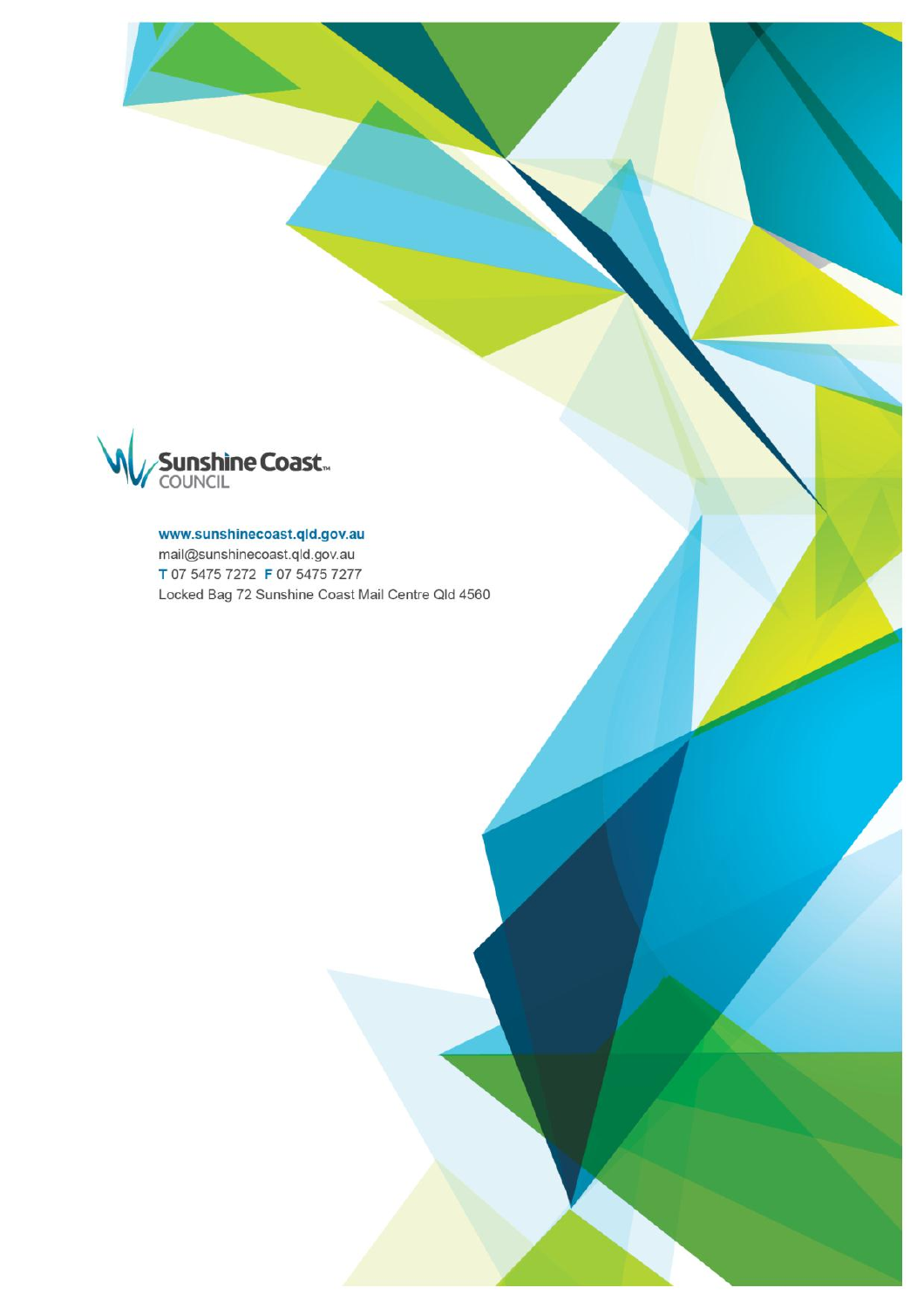Sunshine Coast COUNCIL

www.sunshinecoast.qld.gov.au
mail@sunshinecoast.qld.gov.au
T 07 5475 7272 F 07 5475 7277
Locked Bag 72 Sunshine Coast Mail Centre Qld 4560